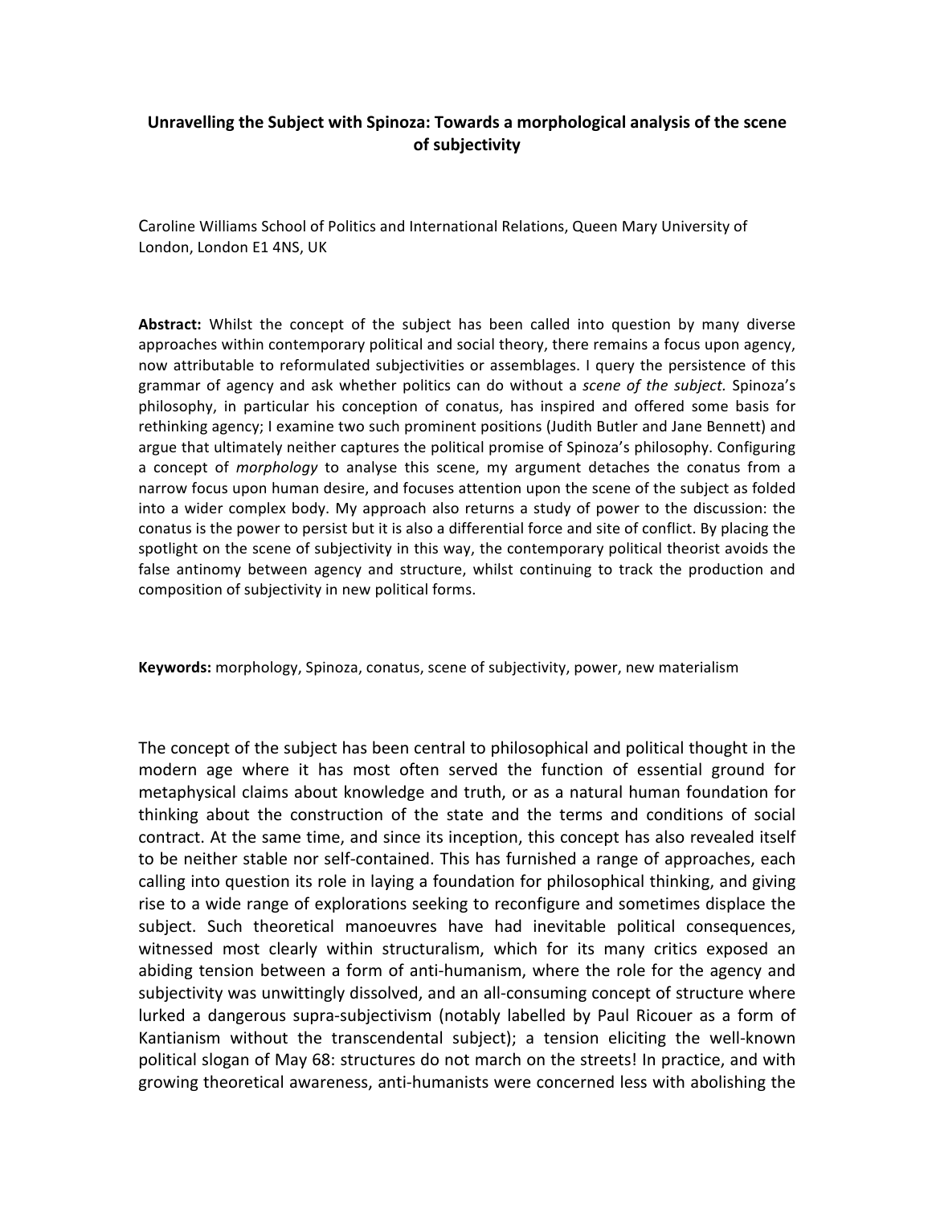# Unravelling the Subject with Spinoza: Towards a morphological analysis of the scene of subjectivity

Caroline Williams School of Politics and International Relations, Queen Mary University of London, London E1 4NS, UK

**Abstract:** Whilst the concept of the subject has been called into question by many diverse approaches within contemporary political and social theory, there remains a focus upon agency, now attributable to reformulated subjectivities or assemblages. I query the persistence of this grammar of agency and ask whether politics can do without a *scene of the subject.* Spinoza's philosophy, in particular his conception of conatus, has inspired and offered some basis for rethinking agency; I examine two such prominent positions (Judith Butler and Jane Bennett) and argue that ultimately neither captures the political promise of Spinoza's philosophy. Configuring a concept of *morphology* to analyse this scene, my argument detaches the conatus from a narrow focus upon human desire, and focuses attention upon the scene of the subject as folded into a wider complex body. My approach also returns a study of power to the discussion: the conatus is the power to persist but it is also a differential force and site of conflict. By placing the spotlight on the scene of subjectivity in this way, the contemporary political theorist avoids the false antinomy between agency and structure, whilst continuing to track the production and composition of subjectivity in new political forms.

**Keywords:** morphology, Spinoza, conatus, scene of subjectivity, power, new materialism

The concept of the subject has been central to philosophical and political thought in the modern age where it has most often served the function of essential ground for metaphysical claims about knowledge and truth, or as a natural human foundation for thinking about the construction of the state and the terms and conditions of social contract. At the same time, and since its inception, this concept has also revealed itself to be neither stable nor self-contained. This has furnished a range of approaches, each calling into question its role in laying a foundation for philosophical thinking, and giving rise to a wide range of explorations seeking to reconfigure and sometimes displace the subject. Such theoretical manoeuvres have had inevitable political consequences, witnessed most clearly within structuralism, which for its many critics exposed an abiding tension between a form of anti-humanism, where the role for the agency and subjectivity was unwittingly dissolved, and an all-consuming concept of structure where lurked a dangerous supra-subjectivism (notably labelled by Paul Ricouer as a form of Kantianism without the transcendental subject); a tension eliciting the well-known political slogan of May 68: structures do not march on the streets! In practice, and with growing theoretical awareness, anti-humanists were concerned less with abolishing the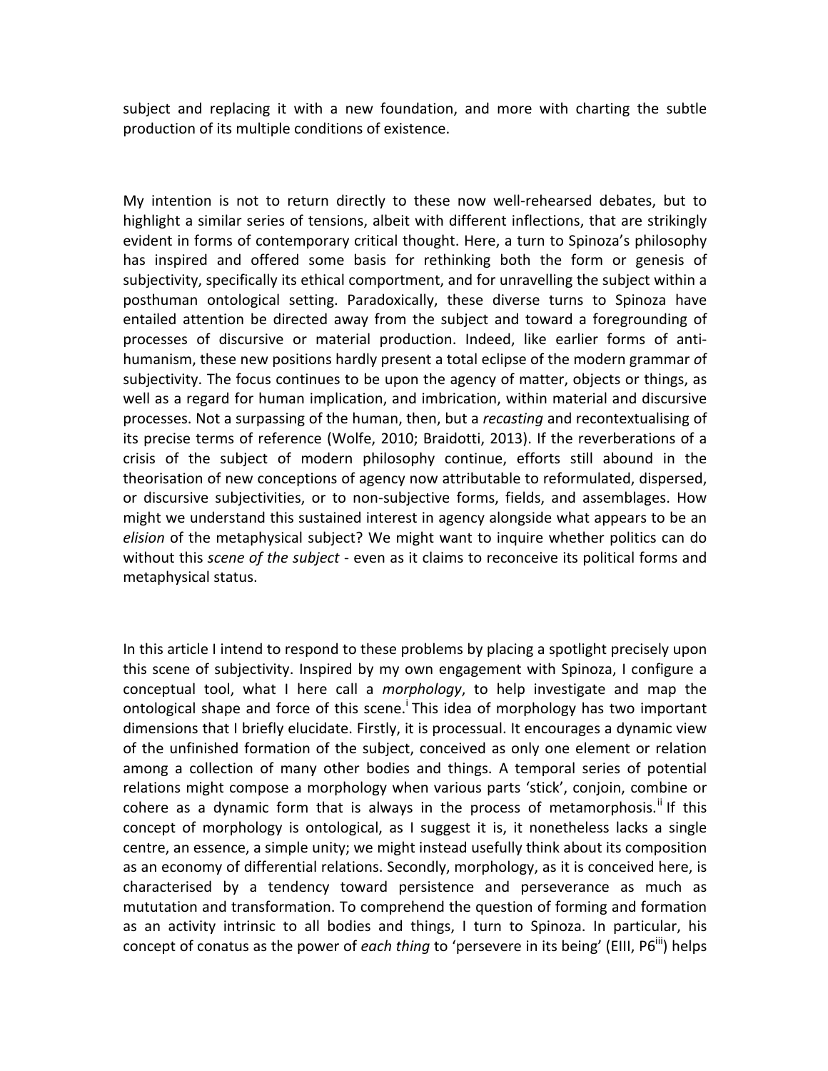subject and replacing it with a new foundation, and more with charting the subtle production of its multiple conditions of existence.

My intention is not to return directly to these now well-rehearsed debates, but to highlight a similar series of tensions, albeit with different inflections, that are strikingly evident in forms of contemporary critical thought. Here, a turn to Spinoza's philosophy has inspired and offered some basis for rethinking both the form or genesis of subjectivity, specifically its ethical comportment, and for unravelling the subject within a posthuman ontological setting. Paradoxically, these diverse turns to Spinoza have entailed attention be directed away from the subject and toward a foregrounding of processes of discursive or material production. Indeed, like earlier forms of anti-humanism, these new positions hardly present a total eclipse of the modern grammar *o*f subjectivity. The focus continues to be upon the agency of matter, objects or things, as well as a regard for human implication, and imbrication, within material and discursive processes. Not a surpassing of the human, then, but a *recasting* and recontextualising of its precise terms of reference (Wolfe, 2010; Braidotti, 2013). If the reverberations of a crisis of the subject of modern philosophy continue, efforts still abound in the theorisation of new conceptions of agency now attributable to reformulated, dispersed, or discursive subjectivities, or to non-subjective forms, fields, and assemblages. How might we understand this sustained interest in agency alongside what appears to be an *elision* of the metaphysical subject? We might want to inquire whether politics can do without this *scene of the subject* - even as it claims to reconceive its political forms and metaphysical status.

In this article I intend to respond to these problems by placing a spotlight precisely upon this scene of subjectivity. Inspired by my own engagement with Spinoza, I configure a conceptual tool, what I here call a *morphology*, to help investigate and map the ontological shape and force of this scene.[i] This idea of morphology has two important dimensions that I briefly elucidate. Firstly, it is processual. It encourages a dynamic view of the unfinished formation of the subject, conceived as only one element or relation among a collection of many other bodies and things. A temporal series of potential relations might compose a morphology when various parts 'stick', conjoin, combine or cohere as a dynamic form that is always in the process of metamorphosis.[ii] If this concept of morphology is ontological, as I suggest it is, it nonetheless lacks a single centre, an essence, a simple unity; we might instead usefully think about its composition as an economy of differential relations. Secondly, morphology, as it is conceived here, is characterised by a tendency toward persistence and perseverance as much as mututation and transformation. To comprehend the question of forming and formation as an activity intrinsic to all bodies and things, I turn to Spinoza. In particular, his concept of conatus as the power of *each thing* to 'persevere in its being' (EIII, P6[iii]) helps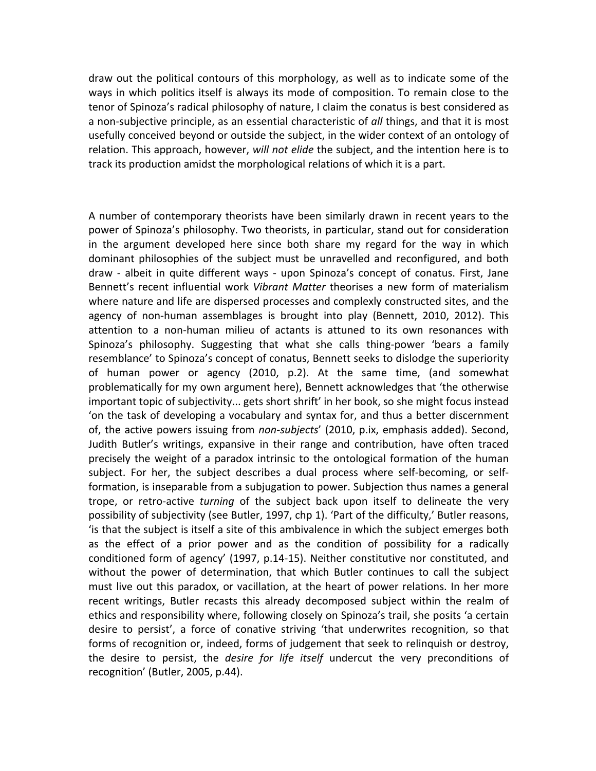draw out the political contours of this morphology, as well as to indicate some of the ways in which politics itself is always its mode of composition. To remain close to the tenor of Spinoza's radical philosophy of nature, I claim the conatus is best considered as a non-subjective principle, as an essential characteristic of *all* things, and that it is most usefully conceived beyond or outside the subject, in the wider context of an ontology of relation. This approach, however, *will not elide* the subject, and the intention here is to track its production amidst the morphological relations of which it is a part.

A number of contemporary theorists have been similarly drawn in recent years to the power of Spinoza's philosophy. Two theorists, in particular, stand out for consideration in the argument developed here since both share my regard for the way in which dominant philosophies of the subject must be unravelled and reconfigured, and both draw - albeit in quite different ways - upon Spinoza's concept of conatus. First, Jane Bennett's recent influential work *Vibrant Matter* theorises a new form of materialism where nature and life are dispersed processes and complexly constructed sites, and the agency of non-human assemblages is brought into play (Bennett, 2010, 2012). This attention to a non-human milieu of actants is attuned to its own resonances with Spinoza's philosophy. Suggesting that what she calls thing-power 'bears a family resemblance' to Spinoza's concept of conatus, Bennett seeks to dislodge the superiority of human power or agency (2010, p.2). At the same time, (and somewhat problematically for my own argument here), Bennett acknowledges that 'the otherwise important topic of subjectivity... gets short shrift' in her book, so she might focus instead 'on the task of developing a vocabulary and syntax for, and thus a better discernment of, the active powers issuing from *non-subjects*' (2010, p.ix, emphasis added). Second, Judith Butler's writings, expansive in their range and contribution, have often traced precisely the weight of a paradox intrinsic to the ontological formation of the human subject. For her, the subject describes a dual process where self-becoming, or self-formation, is inseparable from a subjugation to power. Subjection thus names a general trope, or retro-active *turning* of the subject back upon itself to delineate the very possibility of subjectivity (see Butler, 1997, chp 1). 'Part of the difficulty,' Butler reasons, 'is that the subject is itself a site of this ambivalence in which the subject emerges both as the effect of a prior power and as the condition of possibility for a radically conditioned form of agency' (1997, p.14-15). Neither constitutive nor constituted, and without the power of determination, that which Butler continues to call the subject must live out this paradox, or vacillation, at the heart of power relations. In her more recent writings, Butler recasts this already decomposed subject within the realm of ethics and responsibility where, following closely on Spinoza's trail, she posits 'a certain desire to persist', a force of conative striving 'that underwrites recognition, so that forms of recognition or, indeed, forms of judgement that seek to relinquish or destroy, the desire to persist, the *desire for life itself* undercut the very preconditions of recognition' (Butler, 2005, p.44).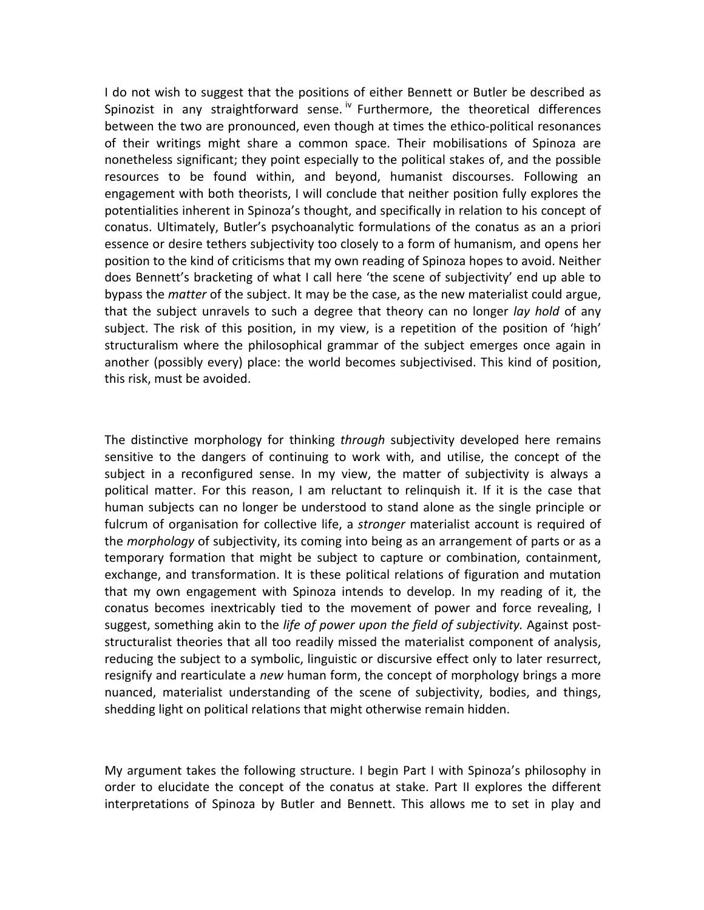I do not wish to suggest that the positions of either Bennett or Butler be described as Spinozist in any straightforward sense.[iv] Furthermore, the theoretical differences between the two are pronounced, even though at times the ethico-political resonances of their writings might share a common space. Their mobilisations of Spinoza are nonetheless significant; they point especially to the political stakes of, and the possible resources to be found within, and beyond, humanist discourses. Following an engagement with both theorists, I will conclude that neither position fully explores the potentialities inherent in Spinoza's thought, and specifically in relation to his concept of conatus. Ultimately, Butler's psychoanalytic formulations of the conatus as an a priori essence or desire tethers subjectivity too closely to a form of humanism, and opens her position to the kind of criticisms that my own reading of Spinoza hopes to avoid. Neither does Bennett's bracketing of what I call here 'the scene of subjectivity' end up able to bypass the *matter* of the subject. It may be the case, as the new materialist could argue, that the subject unravels to such a degree that theory can no longer *lay hold* of any subject. The risk of this position, in my view, is a repetition of the position of 'high' structuralism where the philosophical grammar of the subject emerges once again in another (possibly every) place: the world becomes subjectivised. This kind of position, this risk, must be avoided.

The distinctive morphology for thinking *through* subjectivity developed here remains sensitive to the dangers of continuing to work with, and utilise, the concept of the subject in a reconfigured sense. In my view, the matter of subjectivity is always a political matter. For this reason, I am reluctant to relinquish it. If it is the case that human subjects can no longer be understood to stand alone as the single principle or fulcrum of organisation for collective life, a *stronger* materialist account is required of the *morphology* of subjectivity, its coming into being as an arrangement of parts or as a temporary formation that might be subject to capture or combination, containment, exchange, and transformation. It is these political relations of figuration and mutation that my own engagement with Spinoza intends to develop. In my reading of it, the conatus becomes inextricably tied to the movement of power and force revealing, I suggest, something akin to the *life of power upon the field of subjectivity.* Against post-structuralist theories that all too readily missed the materialist component of analysis, reducing the subject to a symbolic, linguistic or discursive effect only to later resurrect, resignify and rearticulate a *new* human form, the concept of morphology brings a more nuanced, materialist understanding of the scene of subjectivity, bodies, and things, shedding light on political relations that might otherwise remain hidden.

My argument takes the following structure. I begin Part I with Spinoza's philosophy in order to elucidate the concept of the conatus at stake. Part II explores the different interpretations of Spinoza by Butler and Bennett. This allows me to set in play and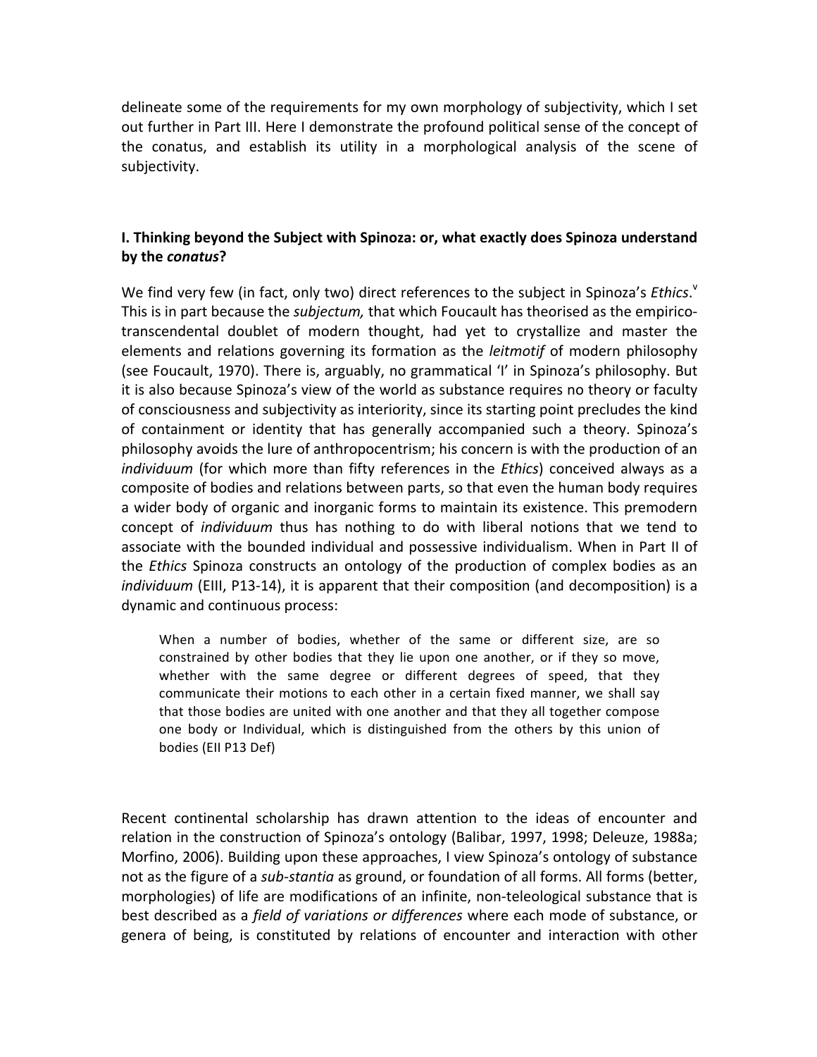delineate some of the requirements for my own morphology of subjectivity, which I set out further in Part III. Here I demonstrate the profound political sense of the concept of the conatus, and establish its utility in a morphological analysis of the scene of subjectivity.

### I. Thinking beyond the Subject with Spinoza: or, what exactly does Spinoza understand by the *conatus*?

We find very few (in fact, only two) direct references to the subject in Spinoza's *Ethics*.[v] This is in part because the *subjectum,* that which Foucault has theorised as the empirico-transcendental doublet of modern thought, had yet to crystallize and master the elements and relations governing its formation as the *leitmotif* of modern philosophy (see Foucault, 1970). There is, arguably, no grammatical 'I' in Spinoza's philosophy. But it is also because Spinoza's view of the world as substance requires no theory or faculty of consciousness and subjectivity as interiority, since its starting point precludes the kind of containment or identity that has generally accompanied such a theory. Spinoza's philosophy avoids the lure of anthropocentrism; his concern is with the production of an *individuum* (for which more than fifty references in the *Ethics*) conceived always as a composite of bodies and relations between parts, so that even the human body requires a wider body of organic and inorganic forms to maintain its existence. This premodern concept of *individuum* thus has nothing to do with liberal notions that we tend to associate with the bounded individual and possessive individualism. When in Part II of the *Ethics* Spinoza constructs an ontology of the production of complex bodies as an *individuum* (EIII, P13-14), it is apparent that their composition (and decomposition) is a dynamic and continuous process:

> When a number of bodies, whether of the same or different size, are so constrained by other bodies that they lie upon one another, or if they so move, whether with the same degree or different degrees of speed, that they communicate their motions to each other in a certain fixed manner, we shall say that those bodies are united with one another and that they all together compose one body or Individual, which is distinguished from the others by this union of bodies (EII P13 Def)

Recent continental scholarship has drawn attention to the ideas of encounter and relation in the construction of Spinoza's ontology (Balibar, 1997, 1998; Deleuze, 1988a; Morfino, 2006). Building upon these approaches, I view Spinoza's ontology of substance not as the figure of a *sub-stantia* as ground, or foundation of all forms. All forms (better, morphologies) of life are modifications of an infinite, non-teleological substance that is best described as a *field of variations or differences* where each mode of substance, or genera of being, is constituted by relations of encounter and interaction with other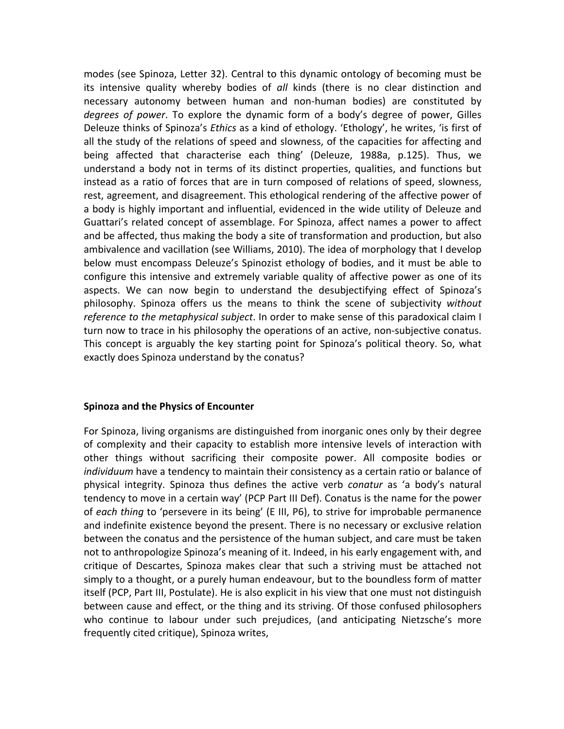modes (see Spinoza, Letter 32). Central to this dynamic ontology of becoming must be its intensive quality whereby bodies of *all* kinds (there is no clear distinction and necessary autonomy between human and non-human bodies) are constituted by *degrees of power*. To explore the dynamic form of a body's degree of power, Gilles Deleuze thinks of Spinoza's *Ethics* as a kind of ethology. 'Ethology', he writes, 'is first of all the study of the relations of speed and slowness, of the capacities for affecting and being affected that characterise each thing' (Deleuze, 1988a, p.125). Thus, we understand a body not in terms of its distinct properties, qualities, and functions but instead as a ratio of forces that are in turn composed of relations of speed, slowness, rest, agreement, and disagreement. This ethological rendering of the affective power of a body is highly important and influential, evidenced in the wide utility of Deleuze and Guattari's related concept of assemblage. For Spinoza, affect names a power to affect and be affected, thus making the body a site of transformation and production, but also ambivalence and vacillation (see Williams, 2010). The idea of morphology that I develop below must encompass Deleuze's Spinozist ethology of bodies, and it must be able to configure this intensive and extremely variable quality of affective power as one of its aspects. We can now begin to understand the desubjectifying effect of Spinoza's philosophy. Spinoza offers us the means to think the scene of subjectivity *without reference to the metaphysical subject*. In order to make sense of this paradoxical claim I turn now to trace in his philosophy the operations of an active, non-subjective conatus. This concept is arguably the key starting point for Spinoza's political theory. So, what exactly does Spinoza understand by the conatus?

## Spinoza and the Physics of Encounter

For Spinoza, living organisms are distinguished from inorganic ones only by their degree of complexity and their capacity to establish more intensive levels of interaction with other things without sacrificing their composite power. All composite bodies or *individuum* have a tendency to maintain their consistency as a certain ratio or balance of physical integrity. Spinoza thus defines the active verb *conatur* as 'a body's natural tendency to move in a certain way' (PCP Part III Def). Conatus is the name for the power of *each thing* to 'persevere in its being' (E III, P6), to strive for improbable permanence and indefinite existence beyond the present. There is no necessary or exclusive relation between the conatus and the persistence of the human subject, and care must be taken not to anthropologize Spinoza's meaning of it. Indeed, in his early engagement with, and critique of Descartes, Spinoza makes clear that such a striving must be attached not simply to a thought, or a purely human endeavour, but to the boundless form of matter itself (PCP, Part III, Postulate). He is also explicit in his view that one must not distinguish between cause and effect, or the thing and its striving. Of those confused philosophers who continue to labour under such prejudices, (and anticipating Nietzsche's more frequently cited critique), Spinoza writes,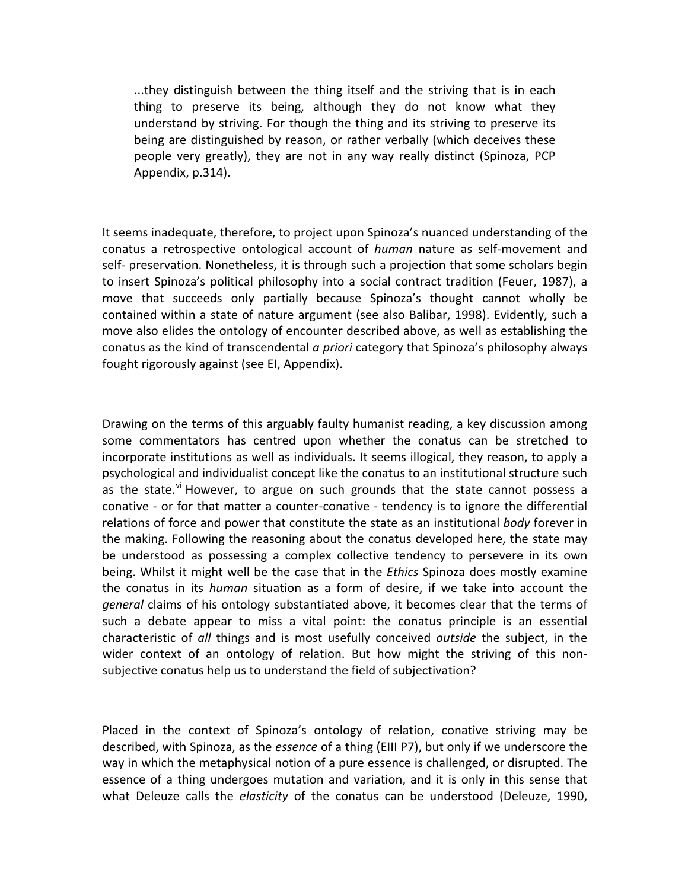> ...they distinguish between the thing itself and the striving that is in each thing to preserve its being, although they do not know what they understand by striving. For though the thing and its striving to preserve its being are distinguished by reason, or rather verbally (which deceives these people very greatly), they are not in any way really distinct (Spinoza, PCP Appendix, p.314).

It seems inadequate, therefore, to project upon Spinoza's nuanced understanding of the conatus a retrospective ontological account of *human* nature as self-movement and self- preservation. Nonetheless, it is through such a projection that some scholars begin to insert Spinoza's political philosophy into a social contract tradition (Feuer, 1987), a move that succeeds only partially because Spinoza's thought cannot wholly be contained within a state of nature argument (see also Balibar, 1998). Evidently, such a move also elides the ontology of encounter described above, as well as establishing the conatus as the kind of transcendental *a priori* category that Spinoza's philosophy always fought rigorously against (see EI, Appendix).

Drawing on the terms of this arguably faulty humanist reading, a key discussion among some commentators has centred upon whether the conatus can be stretched to incorporate institutions as well as individuals. It seems illogical, they reason, to apply a psychological and individualist concept like the conatus to an institutional structure such as the state.[vi] However, to argue on such grounds that the state cannot possess a conative - or for that matter a counter-conative - tendency is to ignore the differential relations of force and power that constitute the state as an institutional *body* forever in the making. Following the reasoning about the conatus developed here, the state may be understood as possessing a complex collective tendency to persevere in its own being. Whilst it might well be the case that in the *Ethics* Spinoza does mostly examine the conatus in its *human* situation as a form of desire, if we take into account the *general* claims of his ontology substantiated above, it becomes clear that the terms of such a debate appear to miss a vital point: the conatus principle is an essential characteristic of *all* things and is most usefully conceived *outside* the subject, in the wider context of an ontology of relation. But how might the striving of this non-subjective conatus help us to understand the field of subjectivation?

Placed in the context of Spinoza's ontology of relation, conative striving may be described, with Spinoza, as the *essence* of a thing (EIII P7), but only if we underscore the way in which the metaphysical notion of a pure essence is challenged, or disrupted. The essence of a thing undergoes mutation and variation, and it is only in this sense that what Deleuze calls the *elasticity* of the conatus can be understood (Deleuze, 1990,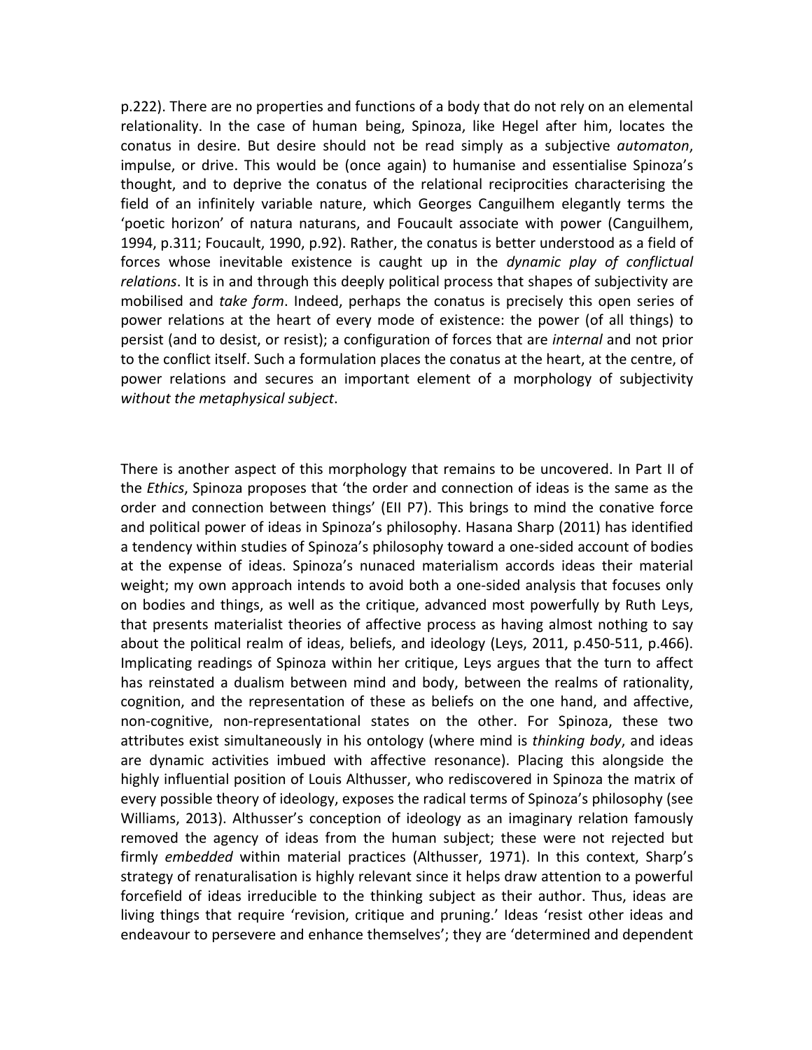p.222). There are no properties and functions of a body that do not rely on an elemental relationality. In the case of human being, Spinoza, like Hegel after him, locates the conatus in desire. But desire should not be read simply as a subjective *automaton*, impulse, or drive. This would be (once again) to humanise and essentialise Spinoza's thought, and to deprive the conatus of the relational reciprocities characterising the field of an infinitely variable nature, which Georges Canguilhem elegantly terms the 'poetic horizon' of natura naturans, and Foucault associate with power (Canguilhem, 1994, p.311; Foucault, 1990, p.92). Rather, the conatus is better understood as a field of forces whose inevitable existence is caught up in the *dynamic play of conflictual relations*. It is in and through this deeply political process that shapes of subjectivity are mobilised and *take form*. Indeed, perhaps the conatus is precisely this open series of power relations at the heart of every mode of existence: the power (of all things) to persist (and to desist, or resist); a configuration of forces that are *internal* and not prior to the conflict itself. Such a formulation places the conatus at the heart, at the centre, of power relations and secures an important element of a morphology of subjectivity *without the metaphysical subject*.

There is another aspect of this morphology that remains to be uncovered. In Part II of the *Ethics*, Spinoza proposes that 'the order and connection of ideas is the same as the order and connection between things' (EII P7). This brings to mind the conative force and political power of ideas in Spinoza's philosophy. Hasana Sharp (2011) has identified a tendency within studies of Spinoza's philosophy toward a one-sided account of bodies at the expense of ideas. Spinoza's nunaced materialism accords ideas their material weight; my own approach intends to avoid both a one-sided analysis that focuses only on bodies and things, as well as the critique, advanced most powerfully by Ruth Leys, that presents materialist theories of affective process as having almost nothing to say about the political realm of ideas, beliefs, and ideology (Leys, 2011, p.450-511, p.466). Implicating readings of Spinoza within her critique, Leys argues that the turn to affect has reinstated a dualism between mind and body, between the realms of rationality, cognition, and the representation of these as beliefs on the one hand, and affective, non-cognitive, non-representational states on the other. For Spinoza, these two attributes exist simultaneously in his ontology (where mind is *thinking body*, and ideas are dynamic activities imbued with affective resonance). Placing this alongside the highly influential position of Louis Althusser, who rediscovered in Spinoza the matrix of every possible theory of ideology, exposes the radical terms of Spinoza's philosophy (see Williams, 2013). Althusser's conception of ideology as an imaginary relation famously removed the agency of ideas from the human subject; these were not rejected but firmly *embedded* within material practices (Althusser, 1971). In this context, Sharp's strategy of renaturalisation is highly relevant since it helps draw attention to a powerful forcefield of ideas irreducible to the thinking subject as their author. Thus, ideas are living things that require 'revision, critique and pruning.' Ideas 'resist other ideas and endeavour to persevere and enhance themselves'; they are 'determined and dependent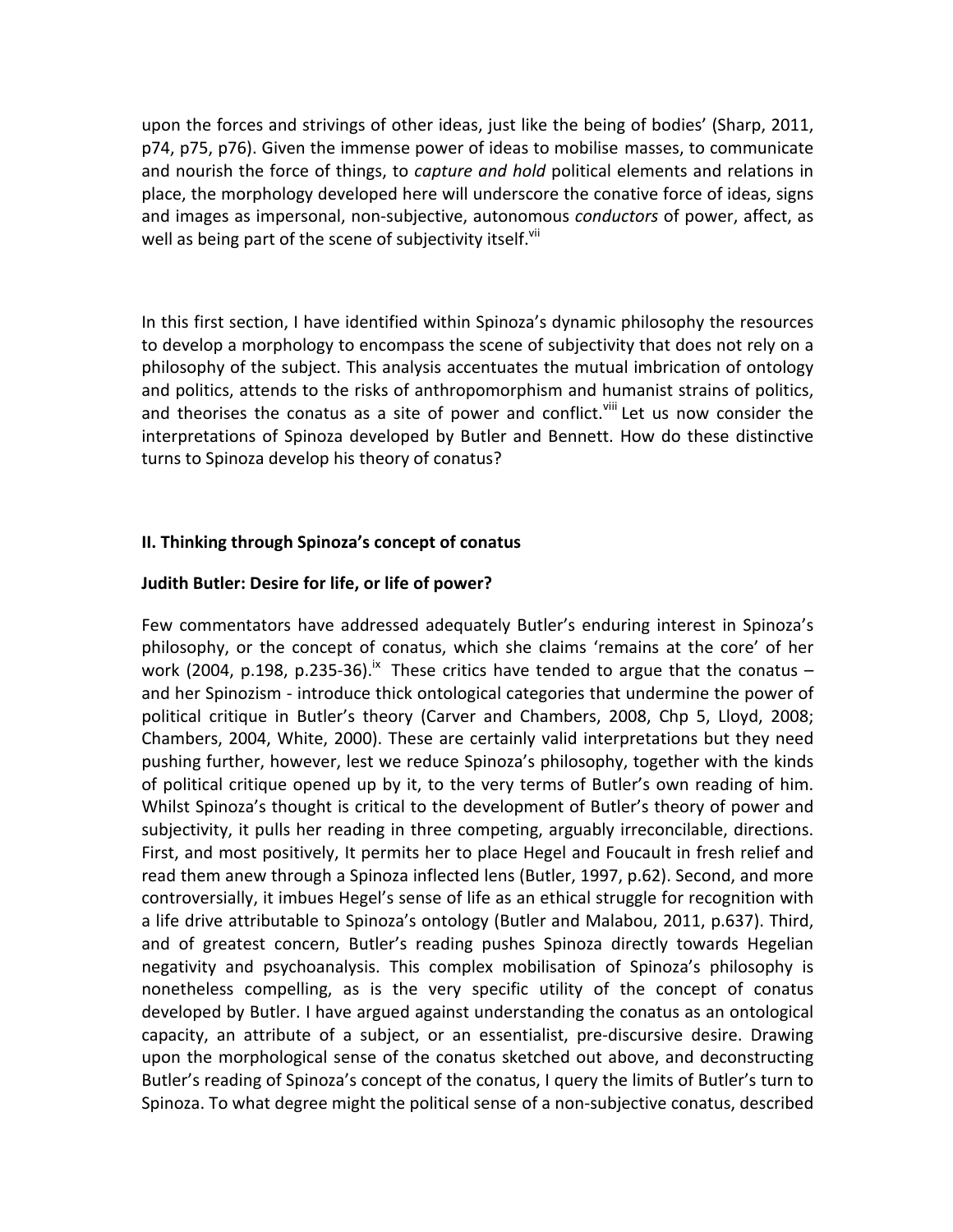upon the forces and strivings of other ideas, just like the being of bodies' (Sharp, 2011, p74, p75, p76). Given the immense power of ideas to mobilise masses, to communicate and nourish the force of things, to *capture and hold* political elements and relations in place, the morphology developed here will underscore the conative force of ideas, signs and images as impersonal, non-subjective, autonomous *conductors* of power, affect, as well as being part of the scene of subjectivity itself.[vii]

In this first section, I have identified within Spinoza's dynamic philosophy the resources to develop a morphology to encompass the scene of subjectivity that does not rely on a philosophy of the subject. This analysis accentuates the mutual imbrication of ontology and politics, attends to the risks of anthropomorphism and humanist strains of politics, and theorises the conatus as a site of power and conflict.[viii] Let us now consider the interpretations of Spinoza developed by Butler and Bennett. How do these distinctive turns to Spinoza develop his theory of conatus?

## II. Thinking through Spinoza's concept of conatus

### Judith Butler: Desire for life, or life of power?

Few commentators have addressed adequately Butler's enduring interest in Spinoza's philosophy, or the concept of conatus, which she claims 'remains at the core' of her work (2004, p.198, p.235-36).[ix] These critics have tended to argue that the conatus – and her Spinozism - introduce thick ontological categories that undermine the power of political critique in Butler's theory (Carver and Chambers, 2008, Chp 5, Lloyd, 2008; Chambers, 2004, White, 2000). These are certainly valid interpretations but they need pushing further, however, lest we reduce Spinoza's philosophy, together with the kinds of political critique opened up by it, to the very terms of Butler's own reading of him. Whilst Spinoza's thought is critical to the development of Butler's theory of power and subjectivity, it pulls her reading in three competing, arguably irreconcilable, directions. First, and most positively, It permits her to place Hegel and Foucault in fresh relief and read them anew through a Spinoza inflected lens (Butler, 1997, p.62). Second, and more controversially, it imbues Hegel's sense of life as an ethical struggle for recognition with a life drive attributable to Spinoza's ontology (Butler and Malabou, 2011, p.637). Third, and of greatest concern, Butler's reading pushes Spinoza directly towards Hegelian negativity and psychoanalysis. This complex mobilisation of Spinoza's philosophy is nonetheless compelling, as is the very specific utility of the concept of conatus developed by Butler. I have argued against understanding the conatus as an ontological capacity, an attribute of a subject, or an essentialist, pre-discursive desire. Drawing upon the morphological sense of the conatus sketched out above, and deconstructing Butler's reading of Spinoza's concept of the conatus, I query the limits of Butler's turn to Spinoza. To what degree might the political sense of a non-subjective conatus, described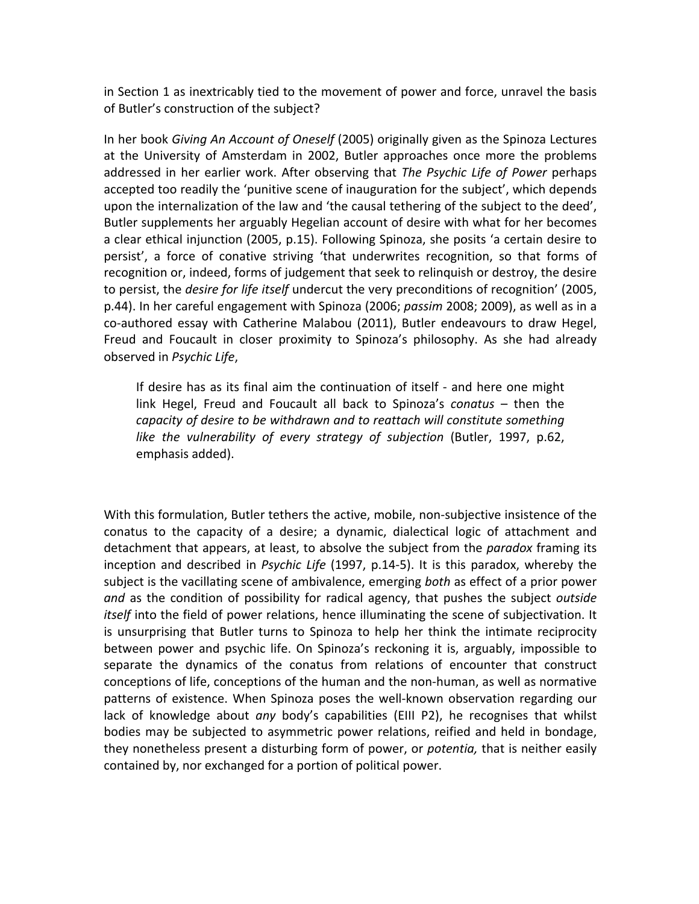in Section 1 as inextricably tied to the movement of power and force, unravel the basis of Butler's construction of the subject?

In her book *Giving An Account of Oneself* (2005) originally given as the Spinoza Lectures at the University of Amsterdam in 2002, Butler approaches once more the problems addressed in her earlier work. After observing that *The Psychic Life of Power* perhaps accepted too readily the 'punitive scene of inauguration for the subject', which depends upon the internalization of the law and 'the causal tethering of the subject to the deed', Butler supplements her arguably Hegelian account of desire with what for her becomes a clear ethical injunction (2005, p.15). Following Spinoza, she posits 'a certain desire to persist', a force of conative striving 'that underwrites recognition, so that forms of recognition or, indeed, forms of judgement that seek to relinquish or destroy, the desire to persist, the *desire for life itself* undercut the very preconditions of recognition' (2005, p.44). In her careful engagement with Spinoza (2006; *passim* 2008; 2009), as well as in a co-authored essay with Catherine Malabou (2011), Butler endeavours to draw Hegel, Freud and Foucault in closer proximity to Spinoza's philosophy. As she had already observed in *Psychic Life*,

> If desire has as its final aim the continuation of itself - and here one might link Hegel, Freud and Foucault all back to Spinoza's *conatus* – then the *capacity of desire to be withdrawn and to reattach will constitute something like the vulnerability of every strategy of subjection* (Butler, 1997, p.62, emphasis added).

With this formulation, Butler tethers the active, mobile, non-subjective insistence of the conatus to the capacity of a desire; a dynamic, dialectical logic of attachment and detachment that appears, at least, to absolve the subject from the *paradox* framing its inception and described in *Psychic Life* (1997, p.14-5). It is this paradox, whereby the subject is the vacillating scene of ambivalence, emerging *both* as effect of a prior power *and* as the condition of possibility for radical agency, that pushes the subject *outside itself* into the field of power relations, hence illuminating the scene of subjectivation. It is unsurprising that Butler turns to Spinoza to help her think the intimate reciprocity between power and psychic life. On Spinoza's reckoning it is, arguably, impossible to separate the dynamics of the conatus from relations of encounter that construct conceptions of life, conceptions of the human and the non-human, as well as normative patterns of existence. When Spinoza poses the well-known observation regarding our lack of knowledge about *any* body's capabilities (EIII P2), he recognises that whilst bodies may be subjected to asymmetric power relations, reified and held in bondage, they nonetheless present a disturbing form of power, or *potentia,* that is neither easily contained by, nor exchanged for a portion of political power.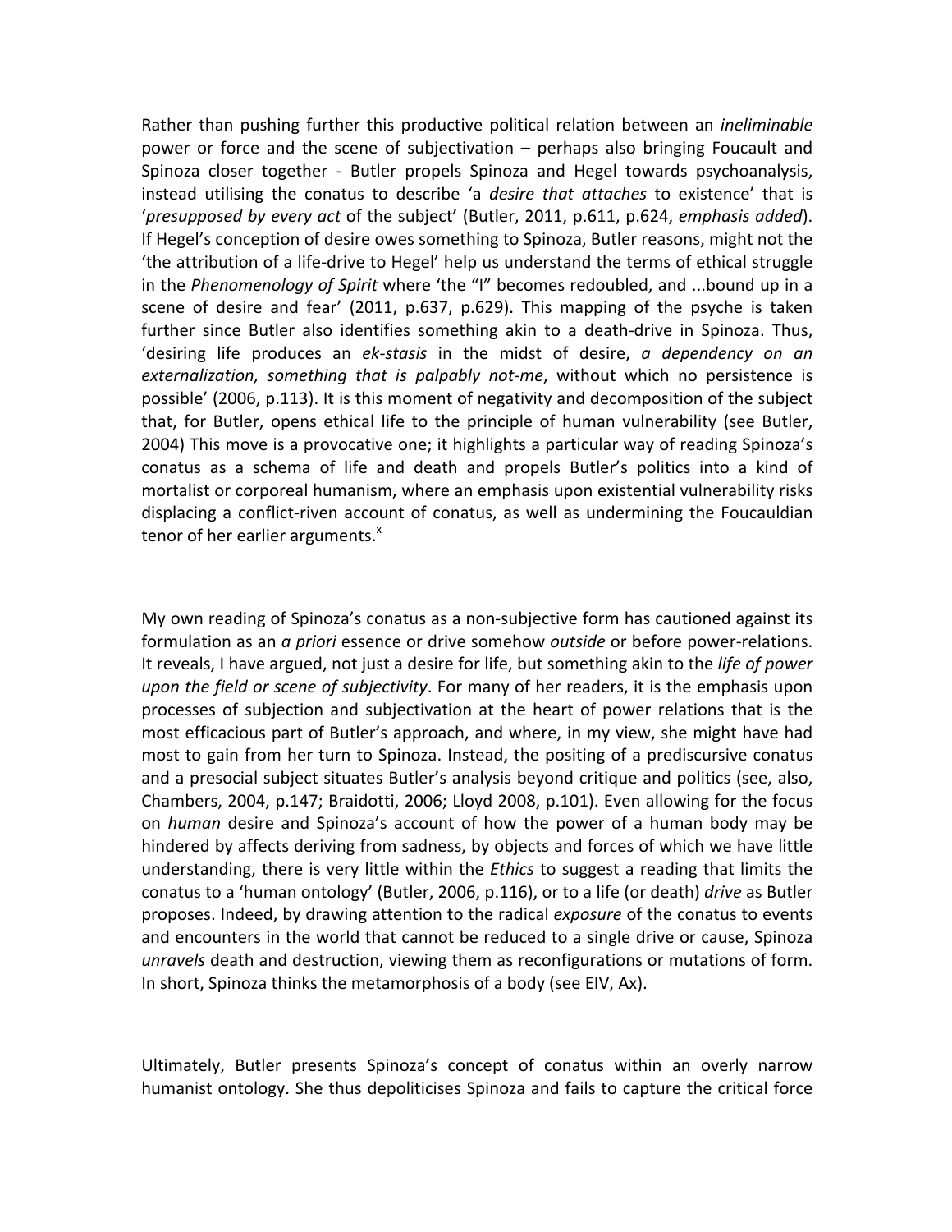Rather than pushing further this productive political relation between an *ineliminable* power or force and the scene of subjectivation – perhaps also bringing Foucault and Spinoza closer together - Butler propels Spinoza and Hegel towards psychoanalysis, instead utilising the conatus to describe 'a *desire that attaches* to existence' that is '*presupposed by every act* of the subject' (Butler, 2011, p.611, p.624, *emphasis added*). If Hegel's conception of desire owes something to Spinoza, Butler reasons, might not the 'the attribution of a life-drive to Hegel' help us understand the terms of ethical struggle in the *Phenomenology of Spirit* where 'the "I" becomes redoubled, and ...bound up in a scene of desire and fear' (2011, p.637, p.629). This mapping of the psyche is taken further since Butler also identifies something akin to a death-drive in Spinoza. Thus, 'desiring life produces an *ek-stasis* in the midst of desire, *a dependency on an externalization, something that is palpably not-me*, without which no persistence is possible' (2006, p.113). It is this moment of negativity and decomposition of the subject that, for Butler, opens ethical life to the principle of human vulnerability (see Butler, 2004) This move is a provocative one; it highlights a particular way of reading Spinoza's conatus as a schema of life and death and propels Butler's politics into a kind of mortalist or corporeal humanism, where an emphasis upon existential vulnerability risks displacing a conflict-riven account of conatus, as well as undermining the Foucauldian tenor of her earlier arguments.[x]

My own reading of Spinoza's conatus as a non-subjective form has cautioned against its formulation as an *a priori* essence or drive somehow *outside* or before power-relations. It reveals, I have argued, not just a desire for life, but something akin to the *life of power upon the field or scene of subjectivity*. For many of her readers, it is the emphasis upon processes of subjection and subjectivation at the heart of power relations that is the most efficacious part of Butler's approach, and where, in my view, she might have had most to gain from her turn to Spinoza. Instead, the positing of a prediscursive conatus and a presocial subject situates Butler's analysis beyond critique and politics (see, also, Chambers, 2004, p.147; Braidotti, 2006; Lloyd 2008, p.101). Even allowing for the focus on *human* desire and Spinoza's account of how the power of a human body may be hindered by affects deriving from sadness, by objects and forces of which we have little understanding, there is very little within the *Ethics* to suggest a reading that limits the conatus to a 'human ontology' (Butler, 2006, p.116), or to a life (or death) *drive* as Butler proposes. Indeed, by drawing attention to the radical *exposure* of the conatus to events and encounters in the world that cannot be reduced to a single drive or cause, Spinoza *unravels* death and destruction, viewing them as reconfigurations or mutations of form. In short, Spinoza thinks the metamorphosis of a body (see EIV, Ax).

Ultimately, Butler presents Spinoza's concept of conatus within an overly narrow humanist ontology. She thus depoliticises Spinoza and fails to capture the critical force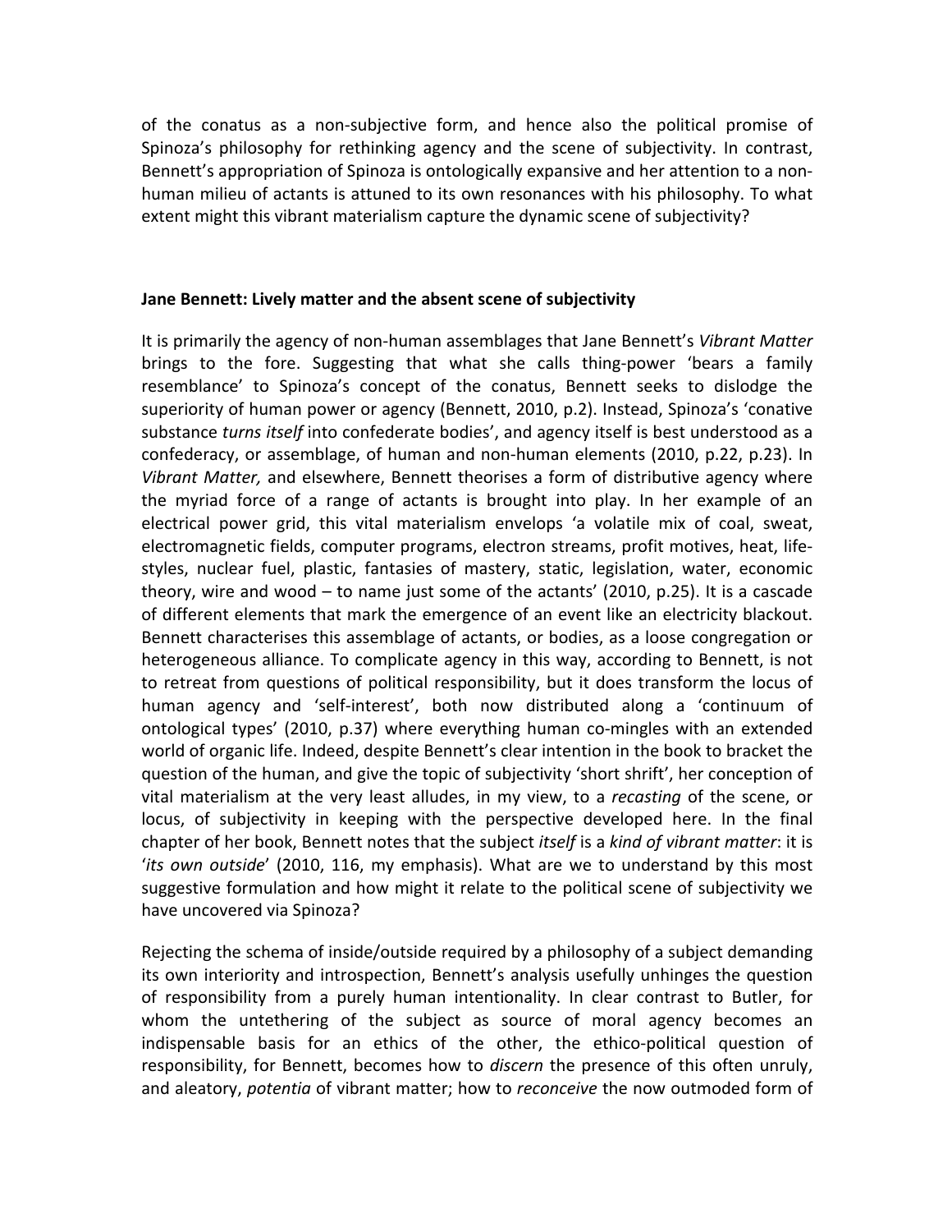of the conatus as a non-subjective form, and hence also the political promise of Spinoza's philosophy for rethinking agency and the scene of subjectivity. In contrast, Bennett's appropriation of Spinoza is ontologically expansive and her attention to a non-human milieu of actants is attuned to its own resonances with his philosophy. To what extent might this vibrant materialism capture the dynamic scene of subjectivity?

**Jane Bennett: Lively matter and the absent scene of subjectivity**

It is primarily the agency of non-human assemblages that Jane Bennett's *Vibrant Matter* brings to the fore. Suggesting that what she calls thing-power 'bears a family resemblance' to Spinoza's concept of the conatus, Bennett seeks to dislodge the superiority of human power or agency (Bennett, 2010, p.2). Instead, Spinoza's 'conative substance *turns itself* into confederate bodies', and agency itself is best understood as a confederacy, or assemblage, of human and non-human elements (2010, p.22, p.23). In *Vibrant Matter,* and elsewhere, Bennett theorises a form of distributive agency where the myriad force of a range of actants is brought into play. In her example of an electrical power grid, this vital materialism envelops 'a volatile mix of coal, sweat, electromagnetic fields, computer programs, electron streams, profit motives, heat, life-styles, nuclear fuel, plastic, fantasies of mastery, static, legislation, water, economic theory, wire and wood – to name just some of the actants' (2010, p.25). It is a cascade of different elements that mark the emergence of an event like an electricity blackout. Bennett characterises this assemblage of actants, or bodies, as a loose congregation or heterogeneous alliance. To complicate agency in this way, according to Bennett, is not to retreat from questions of political responsibility, but it does transform the locus of human agency and 'self-interest', both now distributed along a 'continuum of ontological types' (2010, p.37) where everything human co-mingles with an extended world of organic life. Indeed, despite Bennett's clear intention in the book to bracket the question of the human, and give the topic of subjectivity 'short shrift', her conception of vital materialism at the very least alludes, in my view, to a *recasting* of the scene, or locus, of subjectivity in keeping with the perspective developed here. In the final chapter of her book, Bennett notes that the subject *itself* is a *kind of vibrant matter*: it is '*its own outside*' (2010, 116, my emphasis). What are we to understand by this most suggestive formulation and how might it relate to the political scene of subjectivity we have uncovered via Spinoza?

Rejecting the schema of inside/outside required by a philosophy of a subject demanding its own interiority and introspection, Bennett's analysis usefully unhinges the question of responsibility from a purely human intentionality. In clear contrast to Butler, for whom the untethering of the subject as source of moral agency becomes an indispensable basis for an ethics of the other, the ethico-political question of responsibility, for Bennett, becomes how to *discern* the presence of this often unruly, and aleatory, *potentia* of vibrant matter; how to *reconceive* the now outmoded form of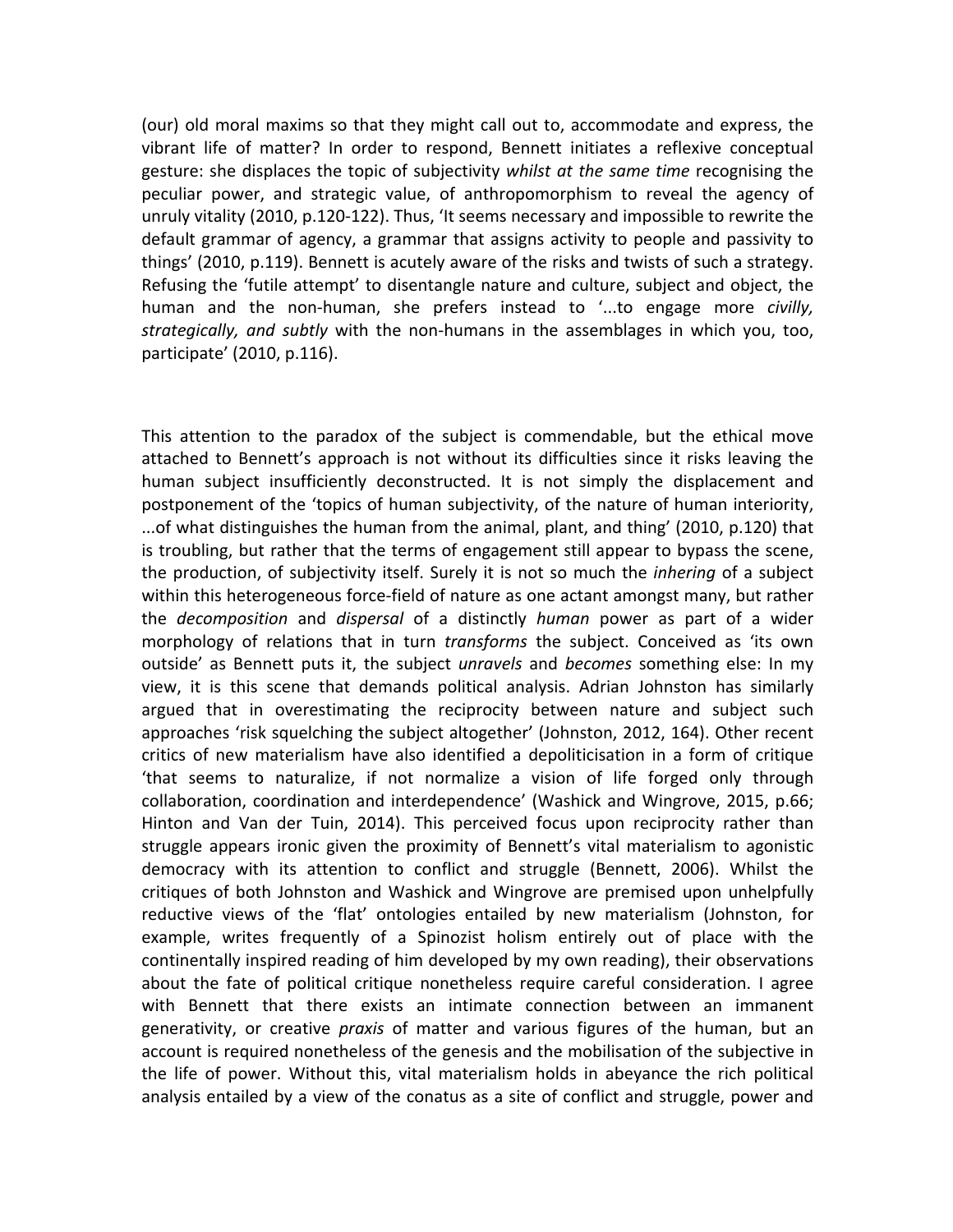(our) old moral maxims so that they might call out to, accommodate and express, the vibrant life of matter? In order to respond, Bennett initiates a reflexive conceptual gesture: she displaces the topic of subjectivity *whilst at the same time* recognising the peculiar power, and strategic value, of anthropomorphism to reveal the agency of unruly vitality (2010, p.120-122). Thus, 'It seems necessary and impossible to rewrite the default grammar of agency, a grammar that assigns activity to people and passivity to things' (2010, p.119). Bennett is acutely aware of the risks and twists of such a strategy. Refusing the 'futile attempt' to disentangle nature and culture, subject and object, the human and the non-human, she prefers instead to '...to engage more *civilly, strategically, and subtly* with the non-humans in the assemblages in which you, too, participate' (2010, p.116).

This attention to the paradox of the subject is commendable, but the ethical move attached to Bennett's approach is not without its difficulties since it risks leaving the human subject insufficiently deconstructed. It is not simply the displacement and postponement of the 'topics of human subjectivity, of the nature of human interiority, ...of what distinguishes the human from the animal, plant, and thing' (2010, p.120) that is troubling, but rather that the terms of engagement still appear to bypass the scene, the production, of subjectivity itself. Surely it is not so much the *inhering* of a subject within this heterogeneous force-field of nature as one actant amongst many, but rather the *decomposition* and *dispersal* of a distinctly *human* power as part of a wider morphology of relations that in turn *transforms* the subject. Conceived as 'its own outside' as Bennett puts it, the subject *unravels* and *becomes* something else: In my view, it is this scene that demands political analysis. Adrian Johnston has similarly argued that in overestimating the reciprocity between nature and subject such approaches 'risk squelching the subject altogether' (Johnston, 2012, 164). Other recent critics of new materialism have also identified a depoliticisation in a form of critique 'that seems to naturalize, if not normalize a vision of life forged only through collaboration, coordination and interdependence' (Washick and Wingrove, 2015, p.66; Hinton and Van der Tuin, 2014). This perceived focus upon reciprocity rather than struggle appears ironic given the proximity of Bennett's vital materialism to agonistic democracy with its attention to conflict and struggle (Bennett, 2006). Whilst the critiques of both Johnston and Washick and Wingrove are premised upon unhelpfully reductive views of the 'flat' ontologies entailed by new materialism (Johnston, for example, writes frequently of a Spinozist holism entirely out of place with the continentally inspired reading of him developed by my own reading), their observations about the fate of political critique nonetheless require careful consideration. I agree with Bennett that there exists an intimate connection between an immanent generativity, or creative *praxis* of matter and various figures of the human, but an account is required nonetheless of the genesis and the mobilisation of the subjective in the life of power. Without this, vital materialism holds in abeyance the rich political analysis entailed by a view of the conatus as a site of conflict and struggle, power and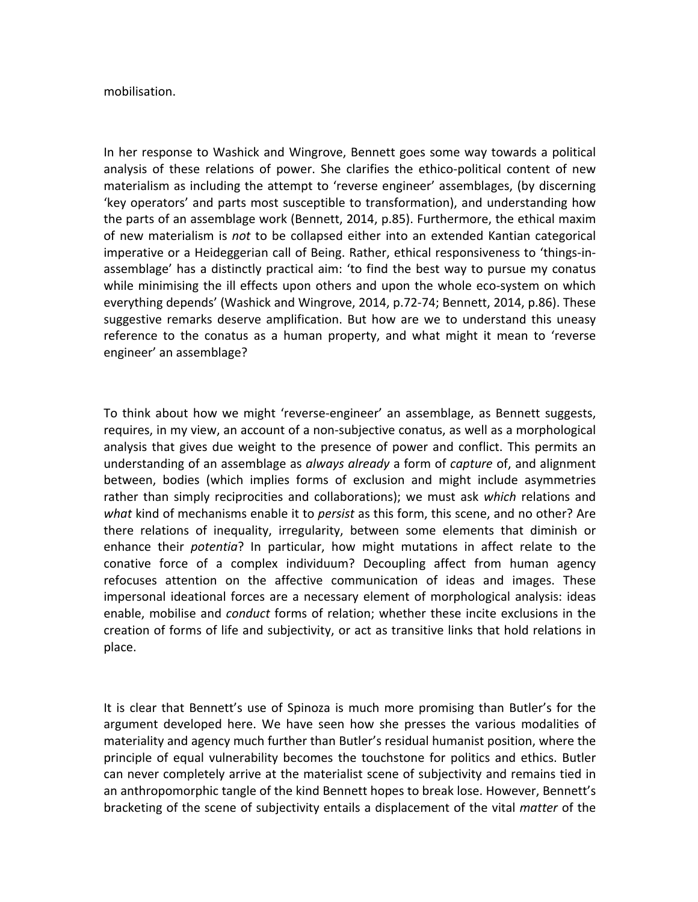mobilisation.

In her response to Washick and Wingrove, Bennett goes some way towards a political analysis of these relations of power. She clarifies the ethico-political content of new materialism as including the attempt to 'reverse engineer' assemblages, (by discerning 'key operators' and parts most susceptible to transformation), and understanding how the parts of an assemblage work (Bennett, 2014, p.85). Furthermore, the ethical maxim of new materialism is *not* to be collapsed either into an extended Kantian categorical imperative or a Heideggerian call of Being. Rather, ethical responsiveness to 'things-in-assemblage' has a distinctly practical aim: 'to find the best way to pursue my conatus while minimising the ill effects upon others and upon the whole eco-system on which everything depends' (Washick and Wingrove, 2014, p.72-74; Bennett, 2014, p.86). These suggestive remarks deserve amplification. But how are we to understand this uneasy reference to the conatus as a human property, and what might it mean to 'reverse engineer' an assemblage?

To think about how we might 'reverse-engineer' an assemblage, as Bennett suggests, requires, in my view, an account of a non-subjective conatus, as well as a morphological analysis that gives due weight to the presence of power and conflict. This permits an understanding of an assemblage as *always already* a form of *capture* of, and alignment between, bodies (which implies forms of exclusion and might include asymmetries rather than simply reciprocities and collaborations); we must ask *which* relations and *what* kind of mechanisms enable it to *persist* as this form, this scene, and no other? Are there relations of inequality, irregularity, between some elements that diminish or enhance their *potentia*? In particular, how might mutations in affect relate to the conative force of a complex individuum? Decoupling affect from human agency refocuses attention on the affective communication of ideas and images. These impersonal ideational forces are a necessary element of morphological analysis: ideas enable, mobilise and *conduct* forms of relation; whether these incite exclusions in the creation of forms of life and subjectivity, or act as transitive links that hold relations in place.

It is clear that Bennett's use of Spinoza is much more promising than Butler's for the argument developed here. We have seen how she presses the various modalities of materiality and agency much further than Butler's residual humanist position, where the principle of equal vulnerability becomes the touchstone for politics and ethics. Butler can never completely arrive at the materialist scene of subjectivity and remains tied in an anthropomorphic tangle of the kind Bennett hopes to break lose. However, Bennett's bracketing of the scene of subjectivity entails a displacement of the vital *matter* of the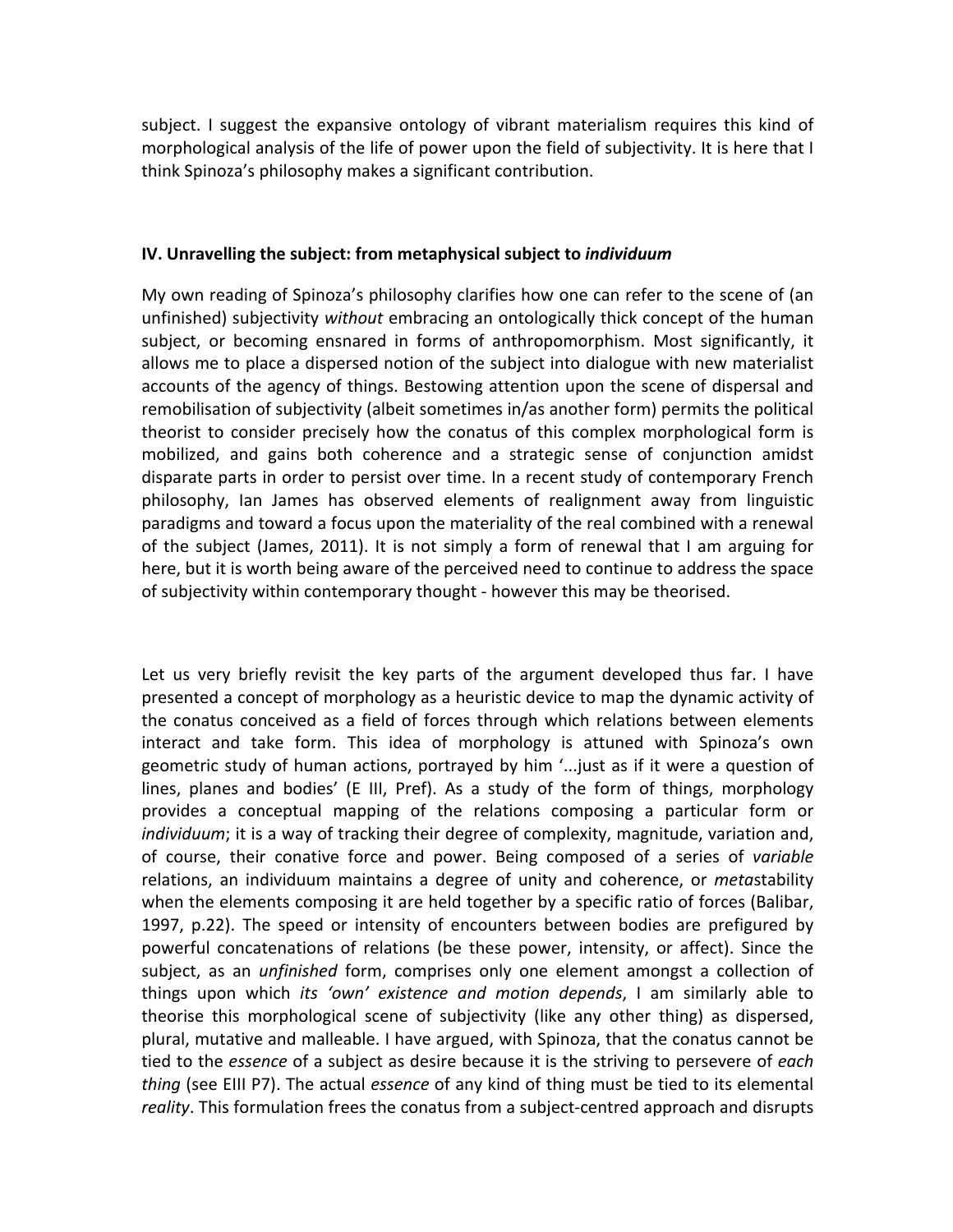subject. I suggest the expansive ontology of vibrant materialism requires this kind of morphological analysis of the life of power upon the field of subjectivity. It is here that I think Spinoza's philosophy makes a significant contribution.

## IV. Unravelling the subject: from metaphysical subject to *individuum*

My own reading of Spinoza's philosophy clarifies how one can refer to the scene of (an unfinished) subjectivity *without* embracing an ontologically thick concept of the human subject, or becoming ensnared in forms of anthropomorphism. Most significantly, it allows me to place a dispersed notion of the subject into dialogue with new materialist accounts of the agency of things. Bestowing attention upon the scene of dispersal and remobilisation of subjectivity (albeit sometimes in/as another form) permits the political theorist to consider precisely how the conatus of this complex morphological form is mobilized, and gains both coherence and a strategic sense of conjunction amidst disparate parts in order to persist over time. In a recent study of contemporary French philosophy, Ian James has observed elements of realignment away from linguistic paradigms and toward a focus upon the materiality of the real combined with a renewal of the subject (James, 2011). It is not simply a form of renewal that I am arguing for here, but it is worth being aware of the perceived need to continue to address the space of subjectivity within contemporary thought - however this may be theorised.

Let us very briefly revisit the key parts of the argument developed thus far. I have presented a concept of morphology as a heuristic device to map the dynamic activity of the conatus conceived as a field of forces through which relations between elements interact and take form. This idea of morphology is attuned with Spinoza's own geometric study of human actions, portrayed by him '...just as if it were a question of lines, planes and bodies' (E III, Pref). As a study of the form of things, morphology provides a conceptual mapping of the relations composing a particular form or *individuum*; it is a way of tracking their degree of complexity, magnitude, variation and, of course, their conative force and power. Being composed of a series of *variable* relations, an individuum maintains a degree of unity and coherence, or *meta*stability when the elements composing it are held together by a specific ratio of forces (Balibar, 1997, p.22). The speed or intensity of encounters between bodies are prefigured by powerful concatenations of relations (be these power, intensity, or affect). Since the subject, as an *unfinished* form, comprises only one element amongst a collection of things upon which *its 'own' existence and motion depends*, I am similarly able to theorise this morphological scene of subjectivity (like any other thing) as dispersed, plural, mutative and malleable. I have argued, with Spinoza, that the conatus cannot be tied to the *essence* of a subject as desire because it is the striving to persevere of *each thing* (see EIII P7). The actual *essence* of any kind of thing must be tied to its elemental *reality*. This formulation frees the conatus from a subject-centred approach and disrupts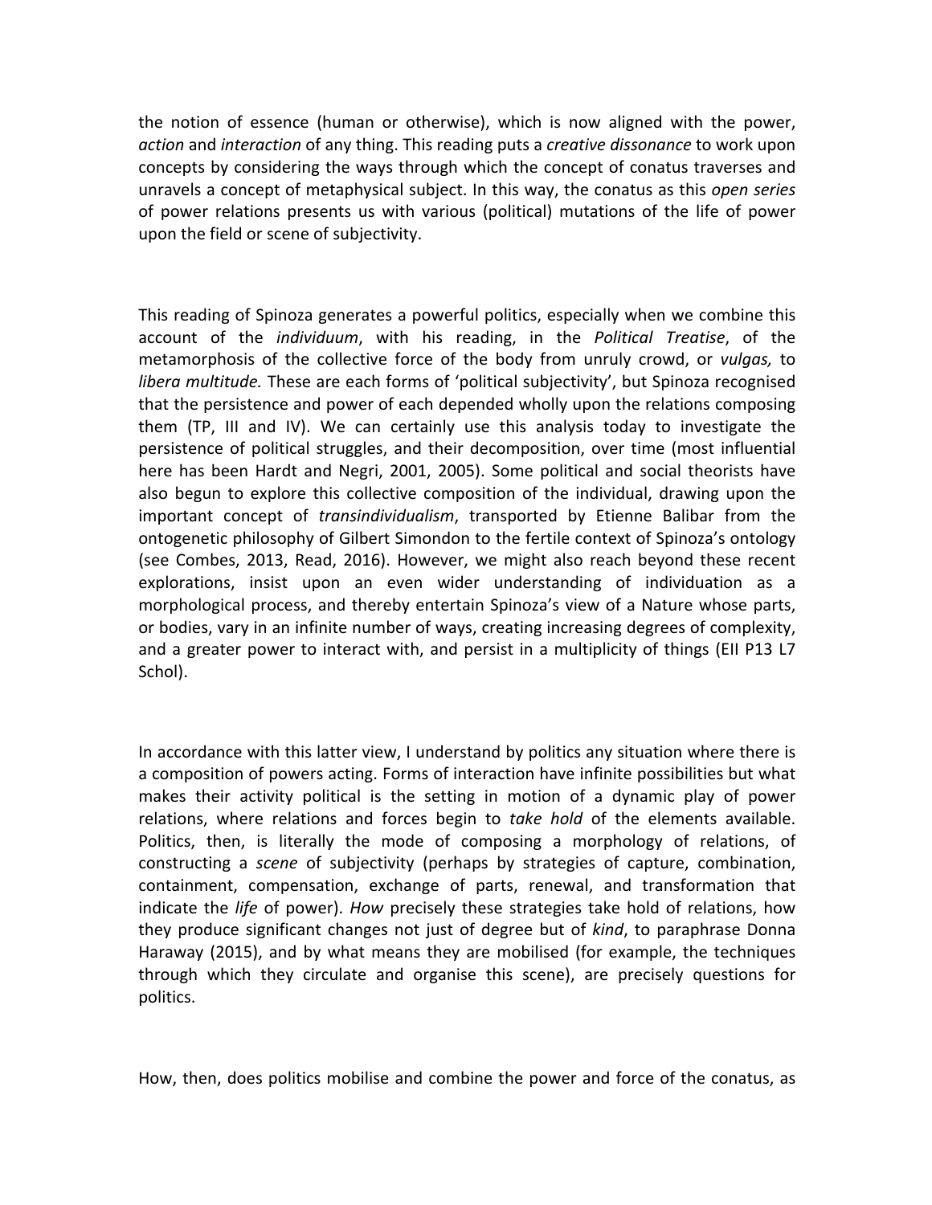the notion of essence (human or otherwise), which is now aligned with the power, *action* and *interaction* of any thing. This reading puts a *creative dissonance* to work upon concepts by considering the ways through which the concept of conatus traverses and unravels a concept of metaphysical subject. In this way, the conatus as this *open series* of power relations presents us with various (political) mutations of the life of power upon the field or scene of subjectivity.

This reading of Spinoza generates a powerful politics, especially when we combine this account of the *individuum*, with his reading, in the *Political Treatise*, of the metamorphosis of the collective force of the body from unruly crowd, or *vulgas,* to *libera multitude.* These are each forms of 'political subjectivity', but Spinoza recognised that the persistence and power of each depended wholly upon the relations composing them (TP, III and IV). We can certainly use this analysis today to investigate the persistence of political struggles, and their decomposition, over time (most influential here has been Hardt and Negri, 2001, 2005). Some political and social theorists have also begun to explore this collective composition of the individual, drawing upon the important concept of *transindividualism*, transported by Etienne Balibar from the ontogenetic philosophy of Gilbert Simondon to the fertile context of Spinoza's ontology (see Combes, 2013, Read, 2016). However, we might also reach beyond these recent explorations, insist upon an even wider understanding of individuation as a morphological process, and thereby entertain Spinoza's view of a Nature whose parts, or bodies, vary in an infinite number of ways, creating increasing degrees of complexity, and a greater power to interact with, and persist in a multiplicity of things (EII P13 L7 Schol).

In accordance with this latter view, I understand by politics any situation where there is a composition of powers acting. Forms of interaction have infinite possibilities but what makes their activity political is the setting in motion of a dynamic play of power relations, where relations and forces begin to *take hold* of the elements available. Politics, then, is literally the mode of composing a morphology of relations, of constructing a *scene* of subjectivity (perhaps by strategies of capture, combination, containment, compensation, exchange of parts, renewal, and transformation that indicate the *life* of power). *How* precisely these strategies take hold of relations, how they produce significant changes not just of degree but of *kind*, to paraphrase Donna Haraway (2015), and by what means they are mobilised (for example, the techniques through which they circulate and organise this scene), are precisely questions for politics.

How, then, does politics mobilise and combine the power and force of the conatus, as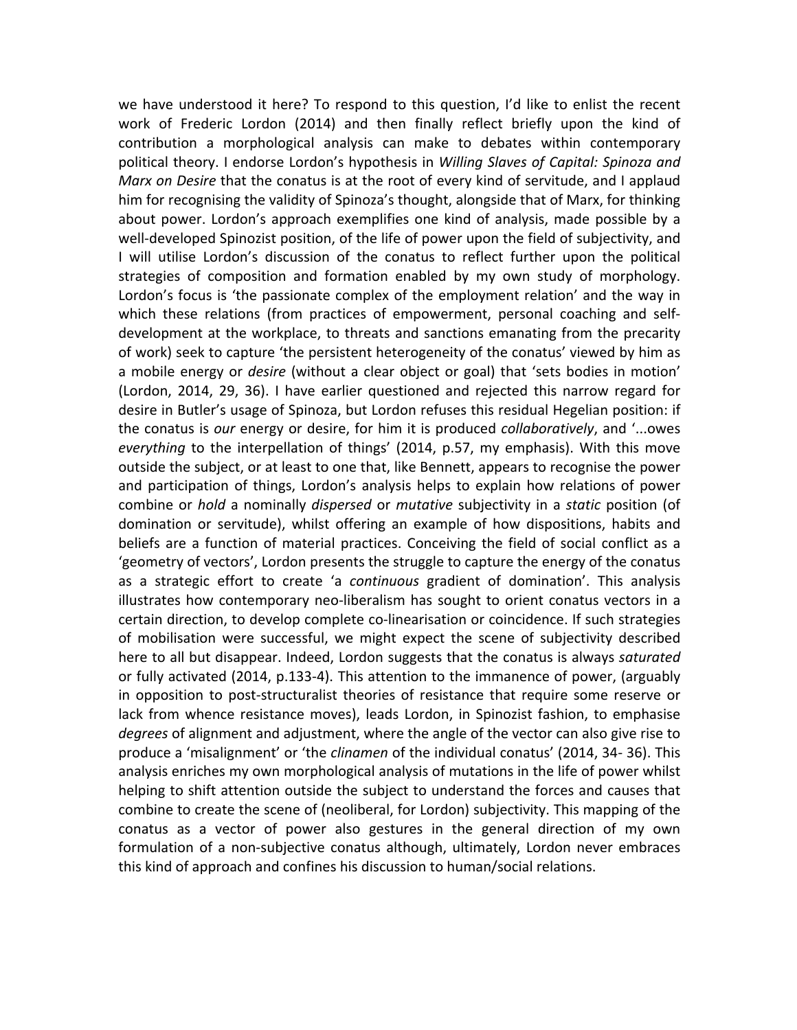we have understood it here? To respond to this question, I'd like to enlist the recent work of Frederic Lordon (2014) and then finally reflect briefly upon the kind of contribution a morphological analysis can make to debates within contemporary political theory. I endorse Lordon's hypothesis in *Willing Slaves of Capital: Spinoza and Marx on Desire* that the conatus is at the root of every kind of servitude, and I applaud him for recognising the validity of Spinoza's thought, alongside that of Marx, for thinking about power. Lordon's approach exemplifies one kind of analysis, made possible by a well-developed Spinozist position, of the life of power upon the field of subjectivity, and I will utilise Lordon's discussion of the conatus to reflect further upon the political strategies of composition and formation enabled by my own study of morphology. Lordon's focus is 'the passionate complex of the employment relation' and the way in which these relations (from practices of empowerment, personal coaching and self-development at the workplace, to threats and sanctions emanating from the precarity of work) seek to capture 'the persistent heterogeneity of the conatus' viewed by him as a mobile energy or *desire* (without a clear object or goal) that 'sets bodies in motion' (Lordon, 2014, 29, 36). I have earlier questioned and rejected this narrow regard for desire in Butler's usage of Spinoza, but Lordon refuses this residual Hegelian position: if the conatus is *our* energy or desire, for him it is produced *collaboratively*, and '...owes *everything* to the interpellation of things' (2014, p.57, my emphasis). With this move outside the subject, or at least to one that, like Bennett, appears to recognise the power and participation of things, Lordon's analysis helps to explain how relations of power combine or *hold* a nominally *dispersed* or *mutative* subjectivity in a *static* position (of domination or servitude), whilst offering an example of how dispositions, habits and beliefs are a function of material practices. Conceiving the field of social conflict as a 'geometry of vectors', Lordon presents the struggle to capture the energy of the conatus as a strategic effort to create 'a *continuous* gradient of domination'. This analysis illustrates how contemporary neo-liberalism has sought to orient conatus vectors in a certain direction, to develop complete co-linearisation or coincidence. If such strategies of mobilisation were successful, we might expect the scene of subjectivity described here to all but disappear. Indeed, Lordon suggests that the conatus is always *saturated* or fully activated (2014, p.133-4). This attention to the immanence of power, (arguably in opposition to post-structuralist theories of resistance that require some reserve or lack from whence resistance moves), leads Lordon, in Spinozist fashion, to emphasise *degrees* of alignment and adjustment, where the angle of the vector can also give rise to produce a 'misalignment' or 'the *clinamen* of the individual conatus' (2014, 34- 36). This analysis enriches my own morphological analysis of mutations in the life of power whilst helping to shift attention outside the subject to understand the forces and causes that combine to create the scene of (neoliberal, for Lordon) subjectivity. This mapping of the conatus as a vector of power also gestures in the general direction of my own formulation of a non-subjective conatus although, ultimately, Lordon never embraces this kind of approach and confines his discussion to human/social relations.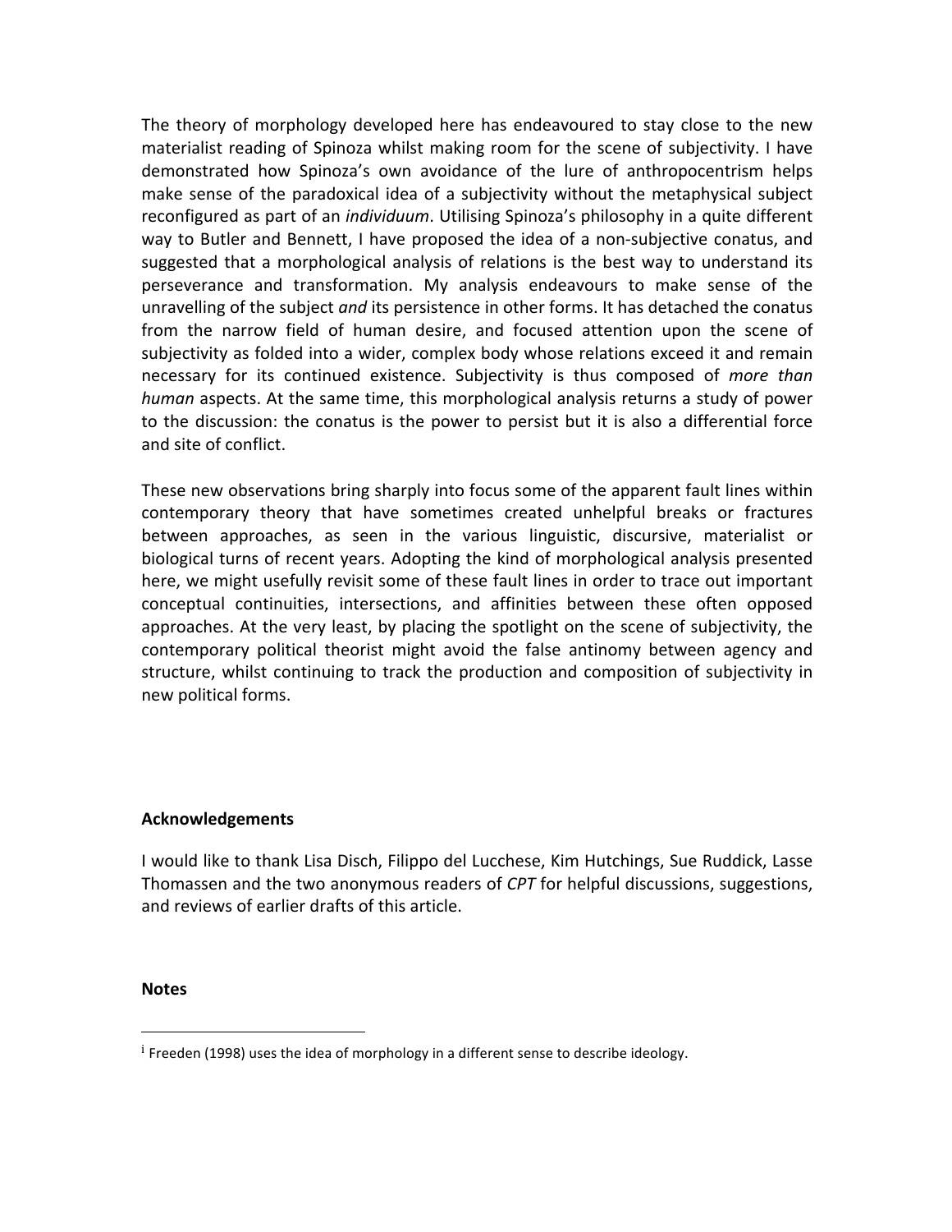The theory of morphology developed here has endeavoured to stay close to the new materialist reading of Spinoza whilst making room for the scene of subjectivity. I have demonstrated how Spinoza's own avoidance of the lure of anthropocentrism helps make sense of the paradoxical idea of a subjectivity without the metaphysical subject reconfigured as part of an *individuum*. Utilising Spinoza's philosophy in a quite different way to Butler and Bennett, I have proposed the idea of a non-subjective conatus, and suggested that a morphological analysis of relations is the best way to understand its perseverance and transformation. My analysis endeavours to make sense of the unravelling of the subject *and* its persistence in other forms. It has detached the conatus from the narrow field of human desire, and focused attention upon the scene of subjectivity as folded into a wider, complex body whose relations exceed it and remain necessary for its continued existence. Subjectivity is thus composed of *more than human* aspects. At the same time, this morphological analysis returns a study of power to the discussion: the conatus is the power to persist but it is also a differential force and site of conflict.

These new observations bring sharply into focus some of the apparent fault lines within contemporary theory that have sometimes created unhelpful breaks or fractures between approaches, as seen in the various linguistic, discursive, materialist or biological turns of recent years. Adopting the kind of morphological analysis presented here, we might usefully revisit some of these fault lines in order to trace out important conceptual continuities, intersections, and affinities between these often opposed approaches. At the very least, by placing the spotlight on the scene of subjectivity, the contemporary political theorist might avoid the false antinomy between agency and structure, whilst continuing to track the production and composition of subjectivity in new political forms.

**Acknowledgements**

I would like to thank Lisa Disch, Filippo del Lucchese, Kim Hutchings, Sue Ruddick, Lasse Thomassen and the two anonymous readers of *CPT* for helpful discussions, suggestions, and reviews of earlier drafts of this article.

**Notes**

[i] Freeden (1998) uses the idea of morphology in a different sense to describe ideology.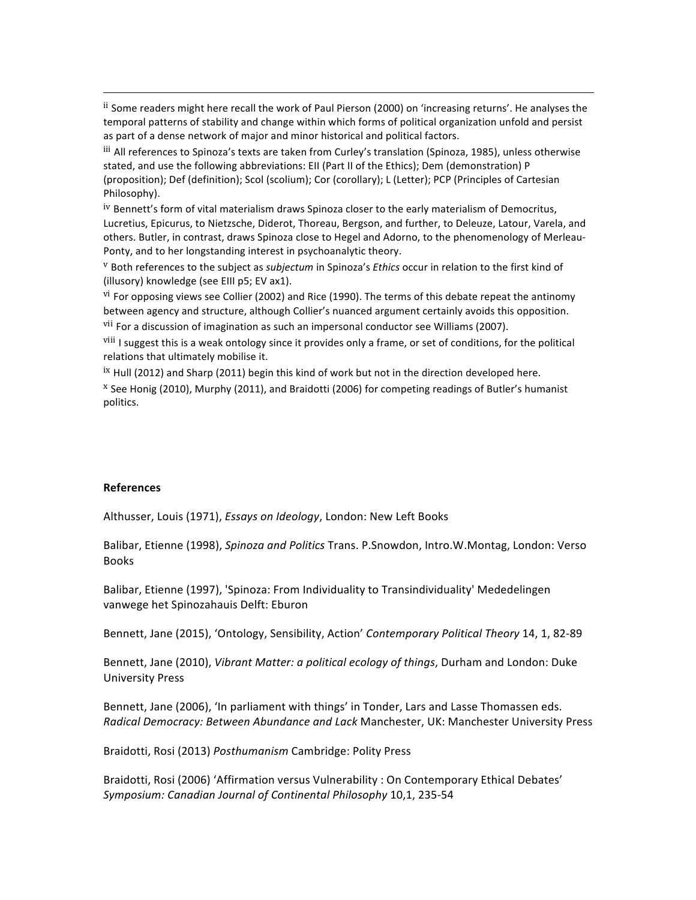[ii] Some readers might here recall the work of Paul Pierson (2000) on 'increasing returns'. He analyses the temporal patterns of stability and change within which forms of political organization unfold and persist as part of a dense network of major and minor historical and political factors.

[iii] All references to Spinoza's texts are taken from Curley's translation (Spinoza, 1985), unless otherwise stated, and use the following abbreviations: EII (Part II of the Ethics); Dem (demonstration) P (proposition); Def (definition); Scol (scolium); Cor (corollary); L (Letter); PCP (Principles of Cartesian Philosophy).

[iv] Bennett's form of vital materialism draws Spinoza closer to the early materialism of Democritus, Lucretius, Epicurus, to Nietzsche, Diderot, Thoreau, Bergson, and further, to Deleuze, Latour, Varela, and others. Butler, in contrast, draws Spinoza close to Hegel and Adorno, to the phenomenology of Merleau-Ponty, and to her longstanding interest in psychoanalytic theory.

[v] Both references to the subject as *subjectum* in Spinoza's *Ethics* occur in relation to the first kind of (illusory) knowledge (see EIII p5; EV ax1).

[vi] For opposing views see Collier (2002) and Rice (1990). The terms of this debate repeat the antinomy between agency and structure, although Collier's nuanced argument certainly avoids this opposition.

[vii] For a discussion of imagination as such an impersonal conductor see Williams (2007).

[viii] I suggest this is a weak ontology since it provides only a frame, or set of conditions, for the political relations that ultimately mobilise it.

[ix] Hull (2012) and Sharp (2011) begin this kind of work but not in the direction developed here.

[x] See Honig (2010), Murphy (2011), and Braidotti (2006) for competing readings of Butler's humanist politics.

**References**

Althusser, Louis (1971), *Essays on Ideology*, London: New Left Books

Balibar, Etienne (1998), *Spinoza and Politics* Trans. P.Snowdon, Intro.W.Montag, London: Verso Books

Balibar, Etienne (1997), 'Spinoza: From Individuality to Transindividuality' Mededelingen vanwege het Spinozahauis Delft: Eburon

Bennett, Jane (2015), 'Ontology, Sensibility, Action' *Contemporary Political Theory* 14, 1, 82-89

Bennett, Jane (2010), *Vibrant Matter: a political ecology of things*, Durham and London: Duke University Press

Bennett, Jane (2006), 'In parliament with things' in Tonder, Lars and Lasse Thomassen eds. *Radical Democracy: Between Abundance and Lack* Manchester, UK: Manchester University Press

Braidotti, Rosi (2013) *Posthumanism* Cambridge: Polity Press

Braidotti, Rosi (2006) 'Affirmation versus Vulnerability : On Contemporary Ethical Debates' *Symposium: Canadian Journal of Continental Philosophy* 10,1, 235-54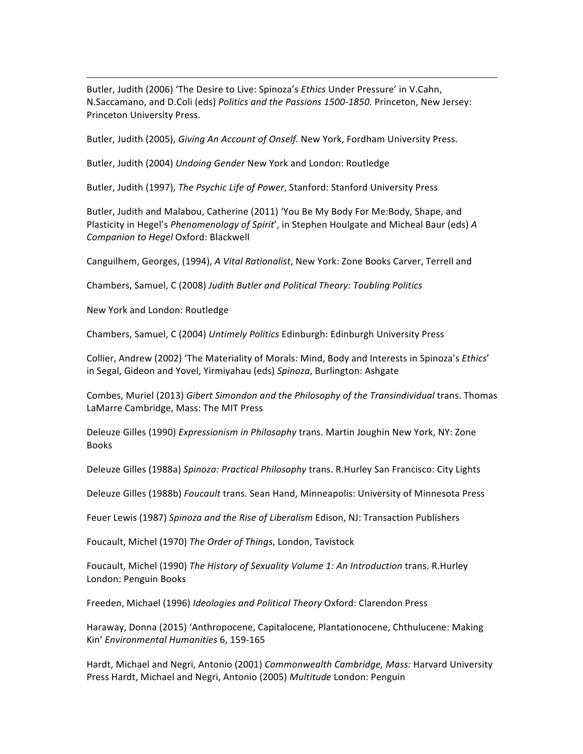Butler, Judith (2006) 'The Desire to Live: Spinoza's *Ethics* Under Pressure' in V.Cahn, N.Saccamano, and D.Coli (eds) *Politics and the Passions 1500-1850.* Princeton, New Jersey: Princeton University Press.

Butler, Judith (2005), *Giving An Account of Onself.* New York, Fordham University Press.

Butler, Judith (2004) *Undoing Gender* New York and London: Routledge

Butler, Judith (1997), *The Psychic Life of Power*, Stanford: Stanford University Press

Butler, Judith and Malabou, Catherine (2011) 'You Be My Body For Me:Body, Shape, and Plasticity in Hegel's *Phenomenology of Spirit*', in Stephen Houlgate and Micheal Baur (eds) *A Companion to Hegel* Oxford: Blackwell

Canguilhem, Georges, (1994), *A Vital Rationalist*, New York: Zone Books Carver, Terrell and

Chambers, Samuel, C (2008) *Judith Butler and Political Theory: Toubling Politics*

New York and London: Routledge

Chambers, Samuel, C (2004) *Untimely Politics* Edinburgh: Edinburgh University Press

Collier, Andrew (2002) 'The Materiality of Morals: Mind, Body and Interests in Spinoza's *Ethics*' in Segal, Gideon and Yovel, Yirmiyahau (eds) *Spinoza*, Burlington: Ashgate

Combes, Muriel (2013) *Gibert Simondon and the Philosophy of the Transindividual* trans. Thomas LaMarre Cambridge, Mass: The MIT Press

Deleuze Gilles (1990) *Expressionism in Philosophy* trans. Martin Joughin New York, NY: Zone Books

Deleuze Gilles (1988a) *Spinoza: Practical Philosophy* trans. R.Hurley San Francisco: City Lights

Deleuze Gilles (1988b) *Foucault* trans. Sean Hand, Minneapolis: University of Minnesota Press

Feuer Lewis (1987) *Spinoza and the Rise of Liberalism* Edison, NJ: Transaction Publishers

Foucault, Michel (1970) *The Order of Things*, London, Tavistock

Foucault, Michel (1990) *The History of Sexuality Volume 1: An Introduction* trans. R.Hurley London: Penguin Books

Freeden, Michael (1996) *Ideologies and Political Theory* Oxford: Clarendon Press

Haraway, Donna (2015) 'Anthropocene, Capitalocene, Plantationocene, Chthulucene: Making Kin' *Environmental Humanities* 6, 159-165

Hardt, Michael and Negri, Antonio (2001) *Commonwealth Cambridge, Mass:* Harvard University Press Hardt, Michael and Negri, Antonio (2005) *Multitude* London: Penguin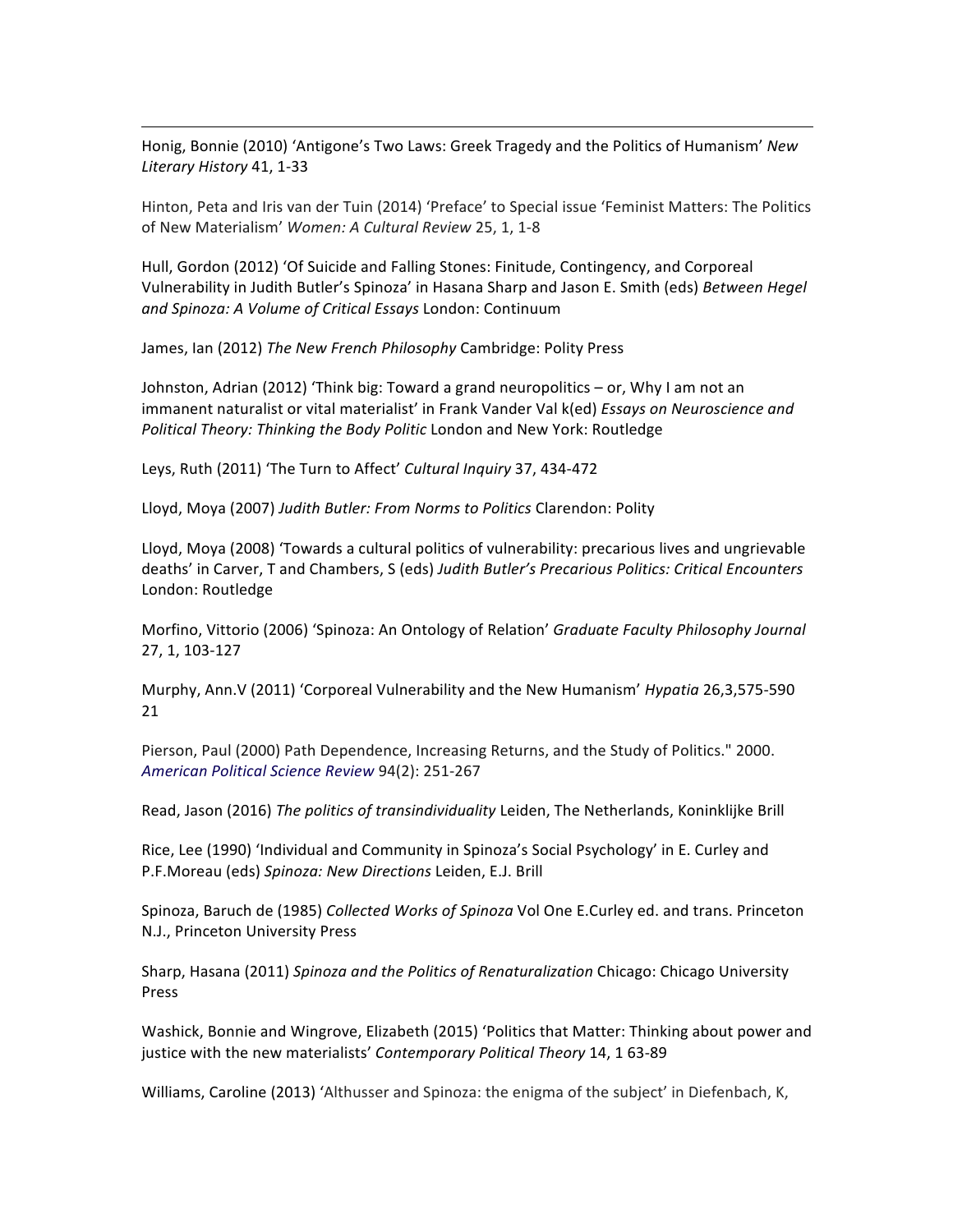Honig, Bonnie (2010) 'Antigone's Two Laws: Greek Tragedy and the Politics of Humanism' *New Literary History* 41, 1-33

Hinton, Peta and Iris van der Tuin (2014) 'Preface' to Special issue 'Feminist Matters: The Politics of New Materialism' *Women: A Cultural Review* 25, 1, 1-8

Hull, Gordon (2012) 'Of Suicide and Falling Stones: Finitude, Contingency, and Corporeal Vulnerability in Judith Butler's Spinoza' in Hasana Sharp and Jason E. Smith (eds) *Between Hegel and Spinoza: A Volume of Critical Essays* London: Continuum

James, Ian (2012) *The New French Philosophy* Cambridge: Polity Press

Johnston, Adrian (2012) 'Think big: Toward a grand neuropolitics – or, Why I am not an immanent naturalist or vital materialist' in Frank Vander Val k(ed) *Essays on Neuroscience and Political Theory: Thinking the Body Politic* London and New York: Routledge

Leys, Ruth (2011) 'The Turn to Affect' *Cultural Inquiry* 37, 434-472

Lloyd, Moya (2007) *Judith Butler: From Norms to Politics* Clarendon: Polity

Lloyd, Moya (2008) 'Towards a cultural politics of vulnerability: precarious lives and ungrievable deaths' in Carver, T and Chambers, S (eds) *Judith Butler's Precarious Politics: Critical Encounters* London: Routledge

Morfino, Vittorio (2006) 'Spinoza: An Ontology of Relation' *Graduate Faculty Philosophy Journal* 27, 1, 103-127

Murphy, Ann.V (2011) 'Corporeal Vulnerability and the New Humanism' *Hypatia* 26,3,575-590

Pierson, Paul (2000) Path Dependence, Increasing Returns, and the Study of Politics." 2000. *American Political Science Review* 94(2): 251-267

Read, Jason (2016) *The politics of transindividuality* Leiden, The Netherlands, Koninklijke Brill

Rice, Lee (1990) 'Individual and Community in Spinoza's Social Psychology' in E. Curley and P.F.Moreau (eds) *Spinoza: New Directions* Leiden, E.J. Brill

Spinoza, Baruch de (1985) *Collected Works of Spinoza* Vol One E.Curley ed. and trans. Princeton N.J., Princeton University Press

Sharp, Hasana (2011) *Spinoza and the Politics of Renaturalization* Chicago: Chicago University Press

Washick, Bonnie and Wingrove, Elizabeth (2015) 'Politics that Matter: Thinking about power and justice with the new materialists' *Contemporary Political Theory* 14, 1 63-89

Williams, Caroline (2013) 'Althusser and Spinoza: the enigma of the subject' in Diefenbach, K,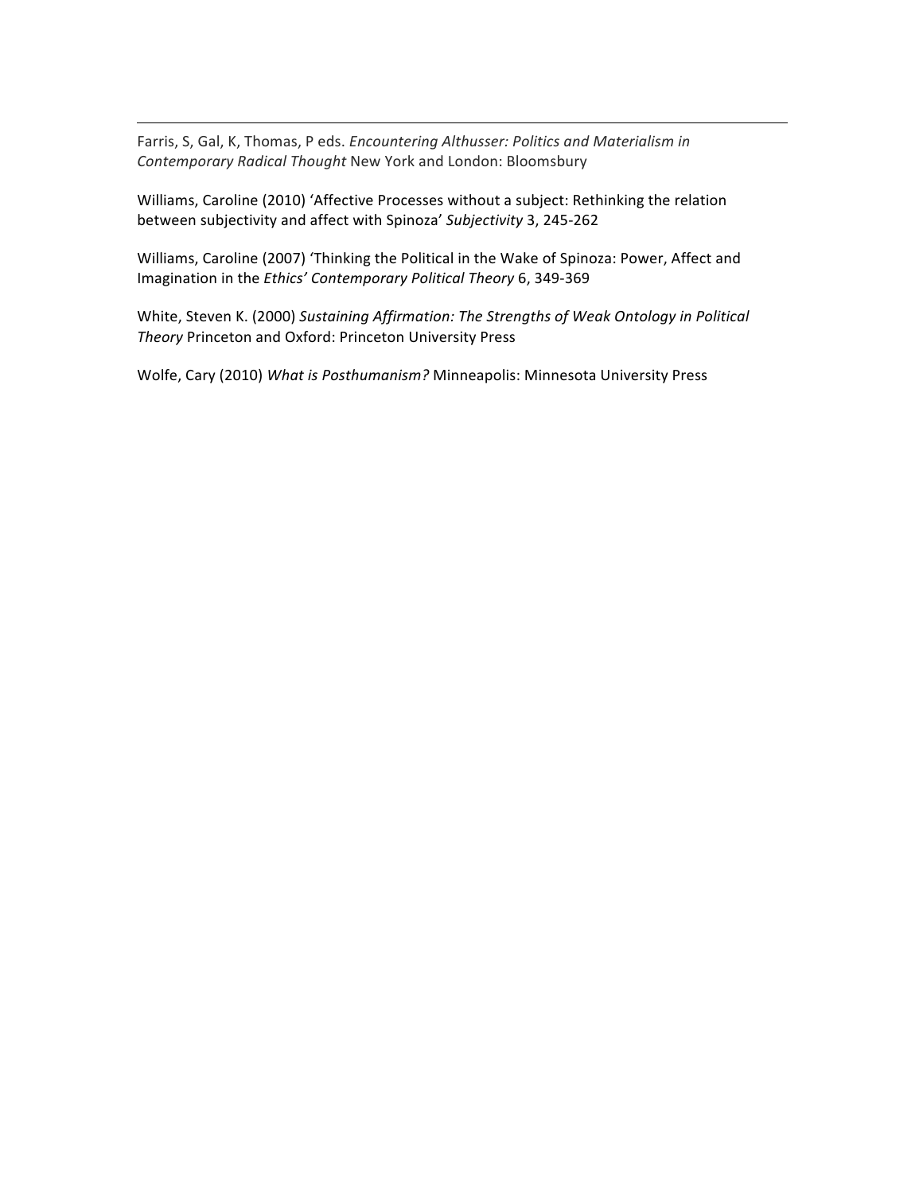Farris, S, Gal, K, Thomas, P eds. *Encountering Althusser: Politics and Materialism in Contemporary Radical Thought* New York and London: Bloomsbury

Williams, Caroline (2010) 'Affective Processes without a subject: Rethinking the relation between subjectivity and affect with Spinoza' *Subjectivity* 3, 245-262

Williams, Caroline (2007) 'Thinking the Political in the Wake of Spinoza: Power, Affect and Imagination in the *Ethics' Contemporary Political Theory* 6, 349-369

White, Steven K. (2000) *Sustaining Affirmation: The Strengths of Weak Ontology in Political Theory* Princeton and Oxford: Princeton University Press

Wolfe, Cary (2010) *What is Posthumanism?* Minneapolis: Minnesota University Press